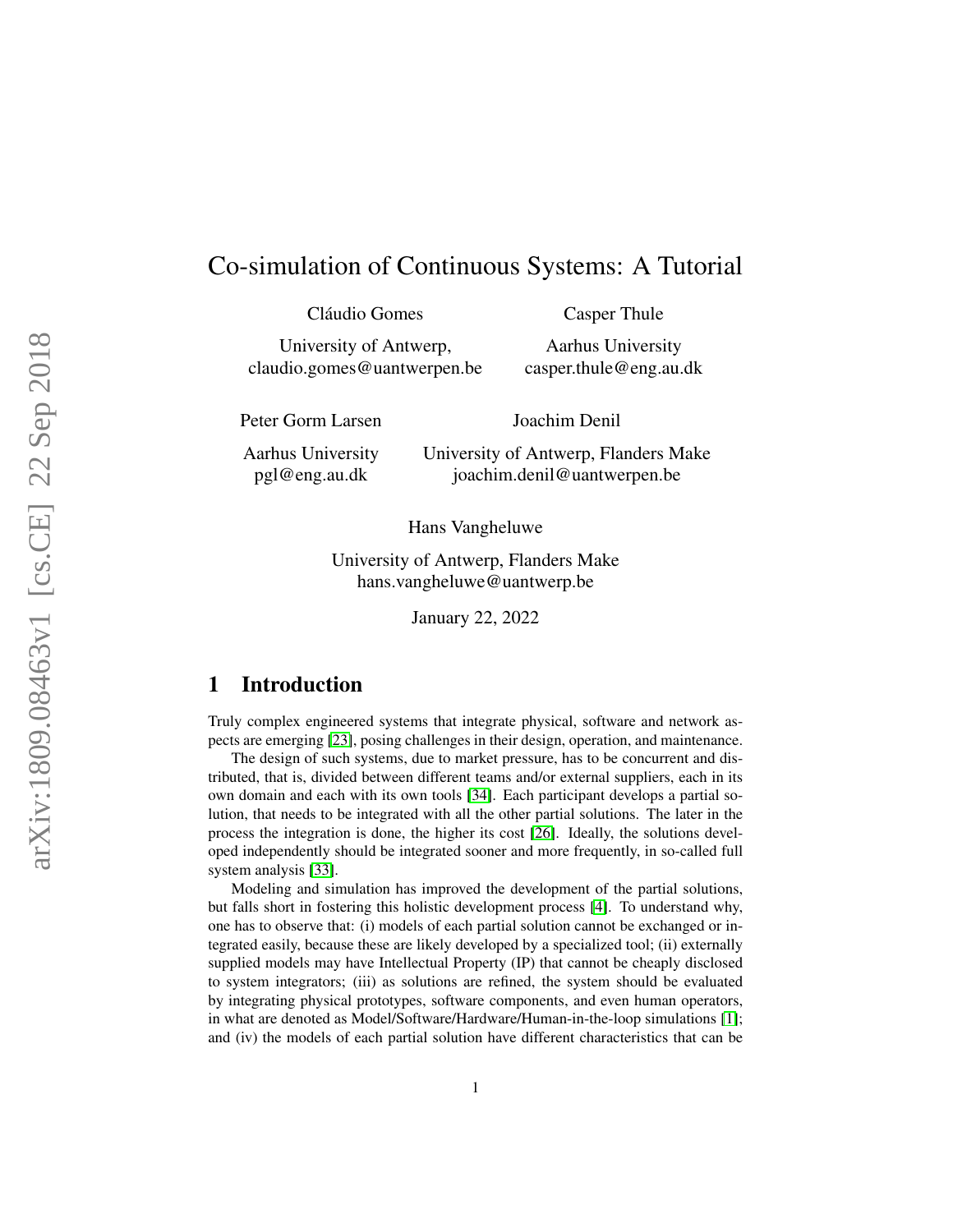# Co-simulation of Continuous Systems: A Tutorial

Cláudio Gomes
University of Antwerp,
claudio.gomes@uantwerpen.be

Casper Thule
Aarhus University
casper.thule@eng.au.dk

Peter Gorm Larsen
Aarhus University
pgl@eng.au.dk

Joachim Denil
University of Antwerp, Flanders Make
joachim.denil@uantwerpen.be

Hans Vangheluwe
University of Antwerp, Flanders Make
hans.vangheluwe@uantwerp.be

January 22, 2022

## 1 Introduction

Truly complex engineered systems that integrate physical, software and network aspects are emerging [23], posing challenges in their design, operation, and maintenance.

The design of such systems, due to market pressure, has to be concurrent and distributed, that is, divided between different teams and/or external suppliers, each in its own domain and each with its own tools [34]. Each participant develops a partial solution, that needs to be integrated with all the other partial solutions. The later in the process the integration is done, the higher its cost [26]. Ideally, the solutions developed independently should be integrated sooner and more frequently, in so-called full system analysis [33].

Modeling and simulation has improved the development of the partial solutions, but falls short in fostering this holistic development process [4]. To understand why, one has to observe that: (i) models of each partial solution cannot be exchanged or integrated easily, because these are likely developed by a specialized tool; (ii) externally supplied models may have Intellectual Property (IP) that cannot be cheaply disclosed to system integrators; (iii) as solutions are refined, the system should be evaluated by integrating physical prototypes, software components, and even human operators, in what are denoted as Model/Software/Hardware/Human-in-the-loop simulations [1]; and (iv) the models of each partial solution have different characteristics that can be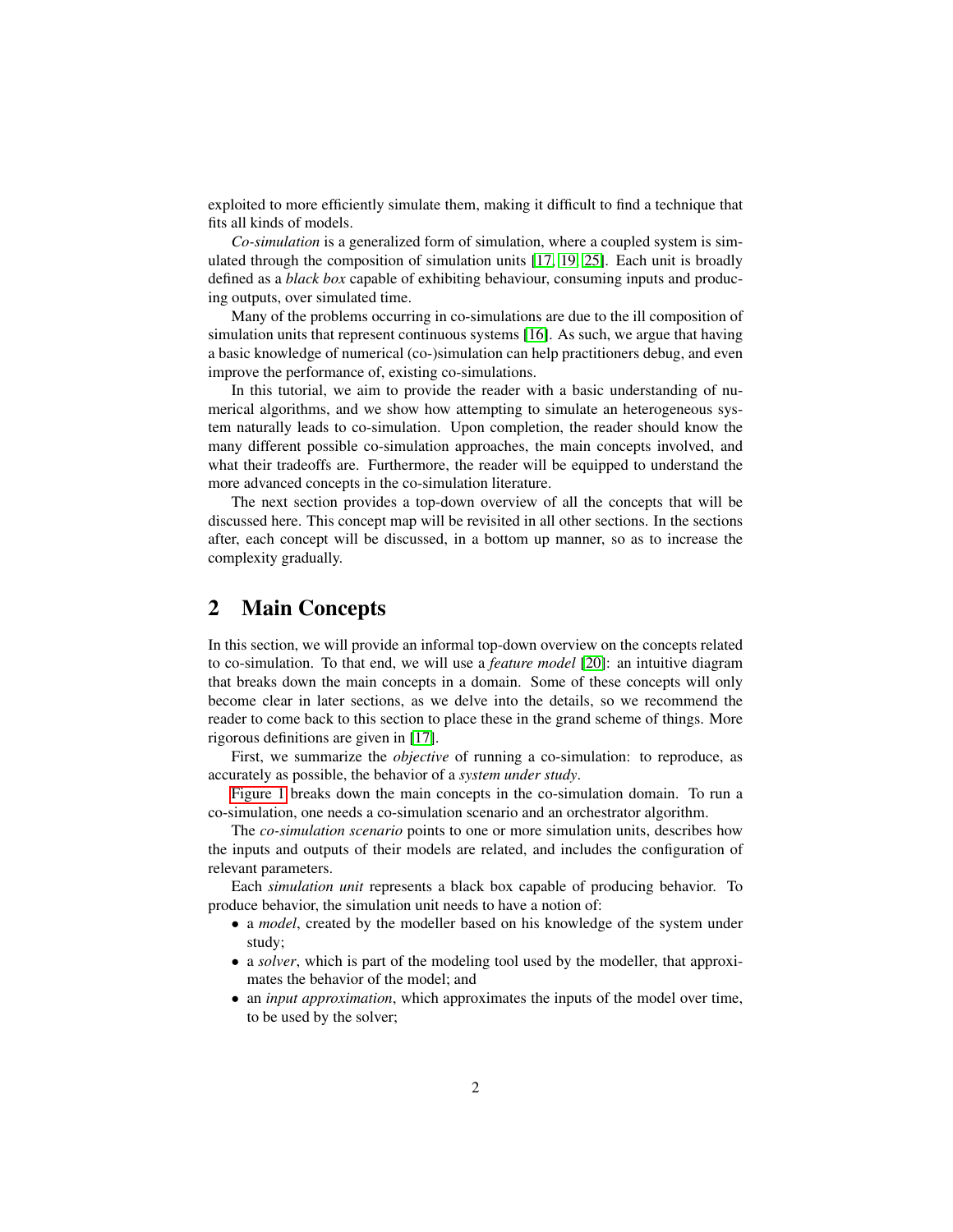exploited to more efficiently simulate them, making it difficult to find a technique that fits all kinds of models.

*Co-simulation* is a generalized form of simulation, where a coupled system is simulated through the composition of simulation units [17, 19, 25]. Each unit is broadly defined as a *black box* capable of exhibiting behaviour, consuming inputs and producing outputs, over simulated time.

Many of the problems occurring in co-simulations are due to the ill composition of simulation units that represent continuous systems [16]. As such, we argue that having a basic knowledge of numerical (co-)simulation can help practitioners debug, and even improve the performance of, existing co-simulations.

In this tutorial, we aim to provide the reader with a basic understanding of numerical algorithms, and we show how attempting to simulate an heterogeneous system naturally leads to co-simulation. Upon completion, the reader should know the many different possible co-simulation approaches, the main concepts involved, and what their tradeoffs are. Furthermore, the reader will be equipped to understand the more advanced concepts in the co-simulation literature.

The next section provides a top-down overview of all the concepts that will be discussed here. This concept map will be revisited in all other sections. In the sections after, each concept will be discussed, in a bottom up manner, so as to increase the complexity gradually.

## 2 Main Concepts

In this section, we will provide an informal top-down overview on the concepts related to co-simulation. To that end, we will use a *feature model* [20]: an intuitive diagram that breaks down the main concepts in a domain. Some of these concepts will only become clear in later sections, as we delve into the details, so we recommend the reader to come back to this section to place these in the grand scheme of things. More rigorous definitions are given in [17].

First, we summarize the *objective* of running a co-simulation: to reproduce, as accurately as possible, the behavior of a *system under study*.

Figure 1 breaks down the main concepts in the co-simulation domain. To run a co-simulation, one needs a co-simulation scenario and an orchestrator algorithm.

The *co-simulation scenario* points to one or more simulation units, describes how the inputs and outputs of their models are related, and includes the configuration of relevant parameters.

Each *simulation unit* represents a black box capable of producing behavior. To produce behavior, the simulation unit needs to have a notion of:

- a *model*, created by the modeller based on his knowledge of the system under study;
- a *solver*, which is part of the modeling tool used by the modeller, that approximates the behavior of the model; and
- an *input approximation*, which approximates the inputs of the model over time, to be used by the solver;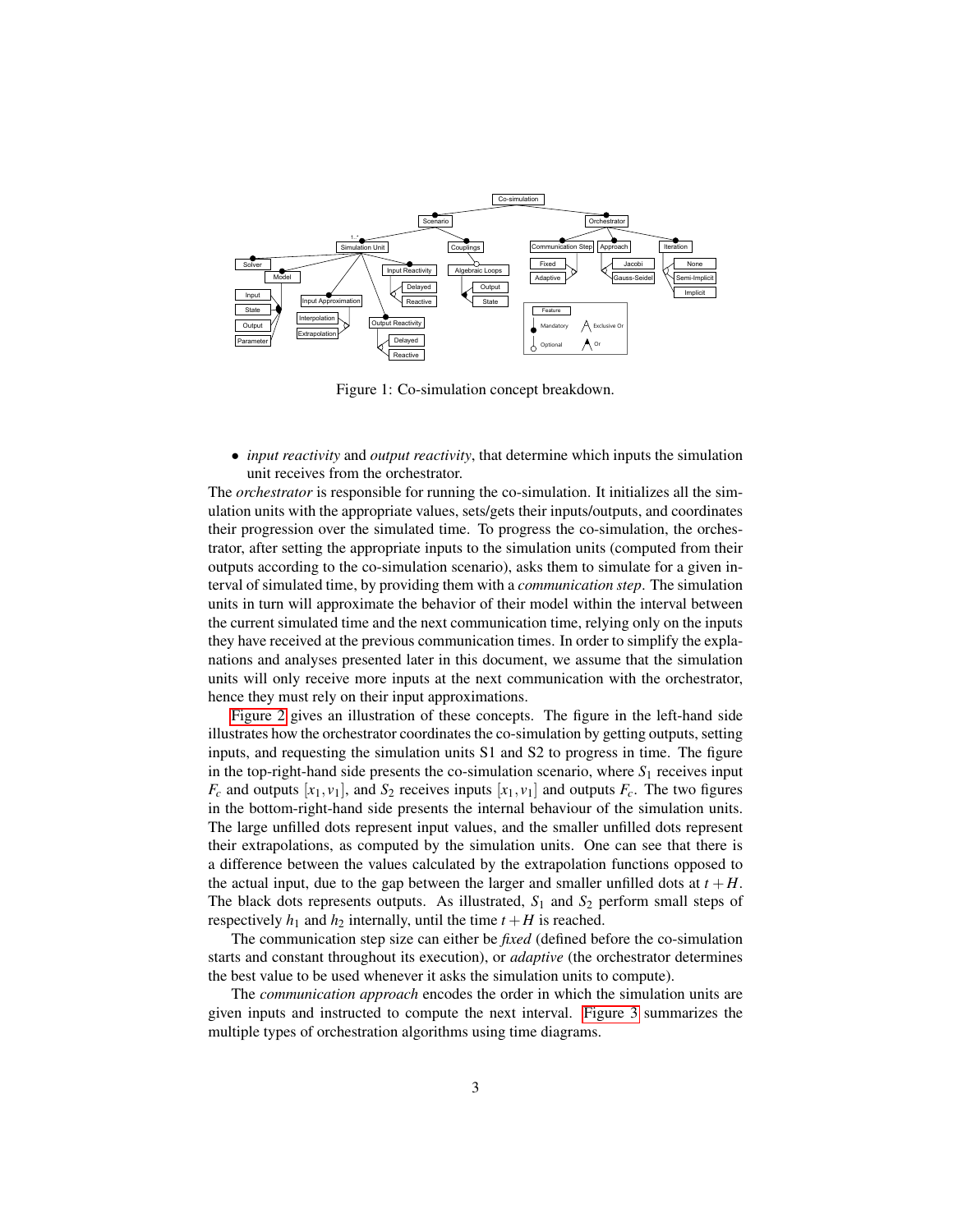Figure 1: Co-simulation concept breakdown.

- *input reactivity* and *output reactivity*, that determine which inputs the simulation unit receives from the orchestrator.

The *orchestrator* is responsible for running the co-simulation. It initializes all the simulation units with the appropriate values, sets/gets their inputs/outputs, and coordinates their progression over the simulated time. To progress the co-simulation, the orchestrator, after setting the appropriate inputs to the simulation units (computed from their outputs according to the co-simulation scenario), asks them to simulate for a given interval of simulated time, by providing them with a *communication step*. The simulation units in turn will approximate the behavior of their model within the interval between the current simulated time and the next communication time, relying only on the inputs they have received at the previous communication times. In order to simplify the explanations and analyses presented later in this document, we assume that the simulation units will only receive more inputs at the next communication with the orchestrator, hence they must rely on their input approximations.

Figure 2 gives an illustration of these concepts. The figure in the left-hand side illustrates how the orchestrator coordinates the co-simulation by getting outputs, setting inputs, and requesting the simulation units S1 and S2 to progress in time. The figure in the top-right-hand side presents the co-simulation scenario, where $S_1$ receives input $F_c$ and outputs $[x_1, v_1]$, and $S_2$ receives inputs $[x_1, v_1]$ and outputs $F_c$. The two figures in the bottom-right-hand side presents the internal behaviour of the simulation units. The large unfilled dots represent input values, and the smaller unfilled dots represent their extrapolations, as computed by the simulation units. One can see that there is a difference between the values calculated by the extrapolation functions opposed to the actual input, due to the gap between the larger and smaller unfilled dots at $t + H$. The black dots represents outputs. As illustrated, $S_1$ and $S_2$ perform small steps of respectively $h_1$ and $h_2$ internally, until the time $t + H$ is reached.

The communication step size can either be *fixed* (defined before the co-simulation starts and constant throughout its execution), or *adaptive* (the orchestrator determines the best value to be used whenever it asks the simulation units to compute).

The *communication approach* encodes the order in which the simulation units are given inputs and instructed to compute the next interval. Figure 3 summarizes the multiple types of orchestration algorithms using time diagrams.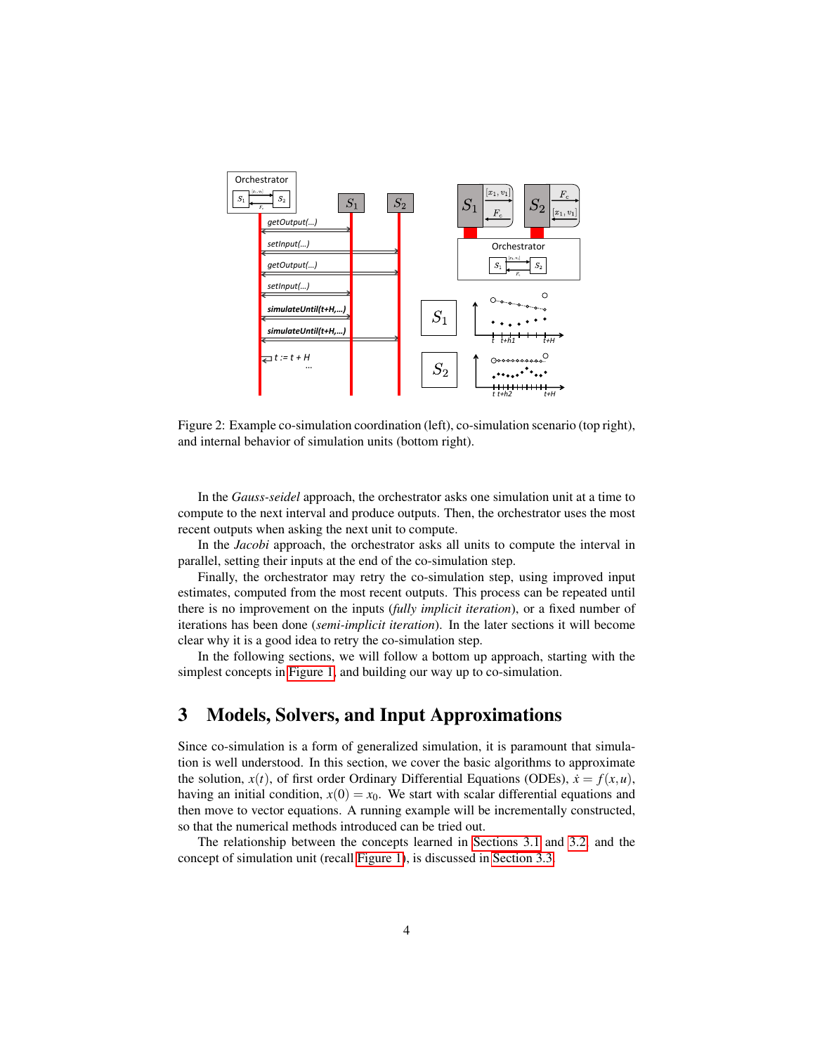Figure 2: Example co-simulation coordination (left), co-simulation scenario (top right), and internal behavior of simulation units (bottom right).

In the *Gauss-seidel* approach, the orchestrator asks one simulation unit at a time to compute to the next interval and produce outputs. Then, the orchestrator uses the most recent outputs when asking the next unit to compute.

In the *Jacobi* approach, the orchestrator asks all units to compute the interval in parallel, setting their inputs at the end of the co-simulation step.

Finally, the orchestrator may retry the co-simulation step, using improved input estimates, computed from the most recent outputs. This process can be repeated until there is no improvement on the inputs (*fully implicit iteration*), or a fixed number of iterations has been done (*semi-implicit iteration*). In the later sections it will become clear why it is a good idea to retry the co-simulation step.

In the following sections, we will follow a bottom up approach, starting with the simplest concepts in Figure 1, and building our way up to co-simulation.

# 3 Models, Solvers, and Input Approximations

Since co-simulation is a form of generalized simulation, it is paramount that simulation is well understood. In this section, we cover the basic algorithms to approximate the solution, $x(t)$, of first order Ordinary Differential Equations (ODEs), $\dot{x} = f(x,u)$, having an initial condition, $x(0) = x_0$. We start with scalar differential equations and then move to vector equations. A running example will be incrementally constructed, so that the numerical methods introduced can be tried out.

The relationship between the concepts learned in Sections 3.1 and 3.2, and the concept of simulation unit (recall Figure 1), is discussed in Section 3.3.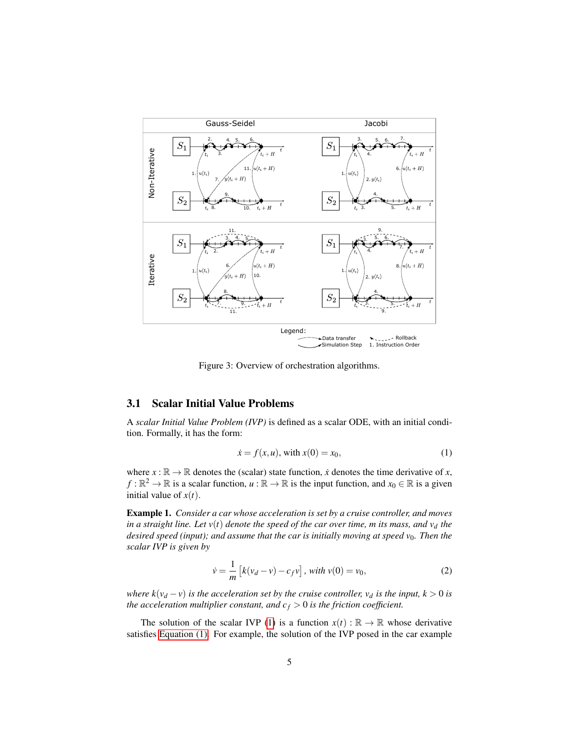Figure 3: Overview of orchestration algorithms.

### 3.1 Scalar Initial Value Problems

A *scalar Initial Value Problem (IVP)* is defined as a scalar ODE, with an initial condition. Formally, it has the form:

$$\dot{x} = f(x,u), \text{ with } x(0) = x_0, \tag{1}$$

where $x : \mathbb{R} \to \mathbb{R}$ denotes the (scalar) state function, $\dot{x}$ denotes the time derivative of $x$, $f : \mathbb{R}^2 \to \mathbb{R}$ is a scalar function, $u : \mathbb{R} \to \mathbb{R}$ is the input function, and $x_0 \in \mathbb{R}$ is a given initial value of $x(t)$.

**Example 1.** *Consider a car whose acceleration is set by a cruise controller, and moves in a straight line. Let $v(t)$ denote the speed of the car over time, $m$ its mass, and $v_d$ the desired speed (input); and assume that the car is initially moving at speed $v_0$. Then the scalar IVP is given by*

$$\dot{v} = \frac{1}{m}\left[k(v_d - v) - c_f v\right], \text{ with } v(0) = v_0, \tag{2}$$

*where $k(v_d - v)$ is the acceleration set by the cruise controller, $v_d$ is the input, $k > 0$ is the acceleration multiplier constant, and $c_f > 0$ is the friction coefficient.*

The solution of the scalar IVP (1) is a function $x(t) : \mathbb{R} \to \mathbb{R}$ whose derivative satisfies Equation (1). For example, the solution of the IVP posed in the car example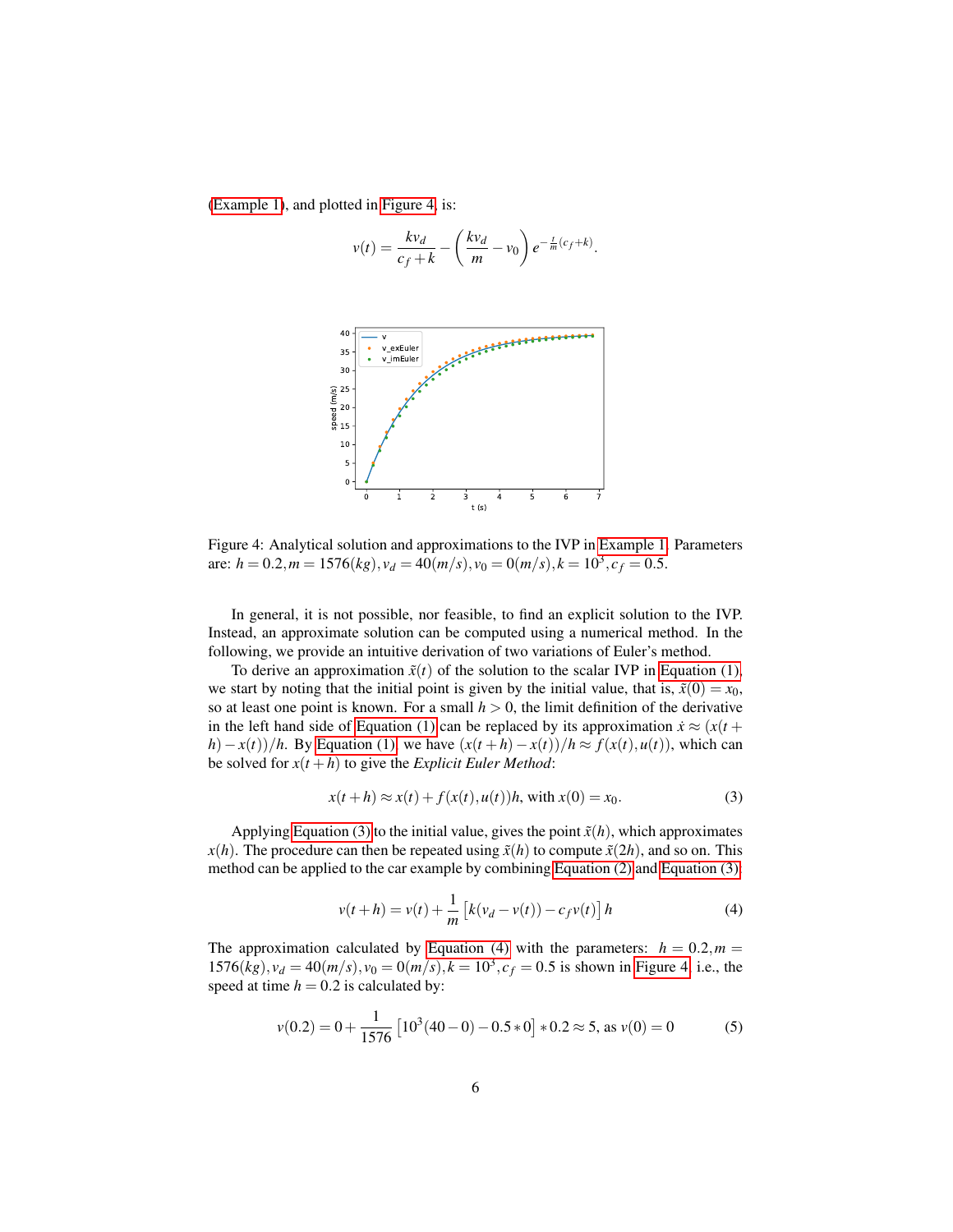(Example 1), and plotted in Figure 4, is:

$$v(t) = \frac{kv_d}{c_f + k} - \left(\frac{kv_d}{m} - v_0\right) e^{-\frac{t}{m}(c_f + k)}.$$

Figure 4: Analytical solution and approximations to the IVP in Example 1. Parameters are: $h = 0.2, m = 1576(kg), v_d = 40(m/s), v_0 = 0(m/s), k = 10^3, c_f = 0.5$.

In general, it is not possible, nor feasible, to find an explicit solution to the IVP. Instead, an approximate solution can be computed using a numerical method. In the following, we provide an intuitive derivation of two variations of Euler's method.

To derive an approximation $\tilde{x}(t)$ of the solution to the scalar IVP in Equation (1), we start by noting that the initial point is given by the initial value, that is, $\tilde{x}(0) = x_0$, so at least one point is known. For a small $h > 0$, the limit definition of the derivative in the left hand side of Equation (1) can be replaced by its approximation $\dot{x} \approx (x(t + h) - x(t))/h$. By Equation (1), we have $(x(t + h) - x(t))/h \approx f(x(t), u(t))$, which can be solved for $x(t + h)$ to give the *Explicit Euler Method*:

$$x(t + h) \approx x(t) + f(x(t), u(t))h, \text{ with } x(0) = x_0. \tag{3}$$

Applying Equation (3) to the initial value, gives the point $\tilde{x}(h)$, which approximates $x(h)$. The procedure can then be repeated using $\tilde{x}(h)$ to compute $\tilde{x}(2h)$, and so on. This method can be applied to the car example by combining Equation (2) and Equation (3):

$$v(t + h) = v(t) + \frac{1}{m}\left[k(v_d - v(t)) - c_f v(t)\right] h \tag{4}$$

The approximation calculated by Equation (4) with the parameters: $h = 0.2, m = 1576(kg), v_d = 40(m/s), v_0 = 0(m/s), k = 10^3, c_f = 0.5$ is shown in Figure 4, i.e., the speed at time $h = 0.2$ is calculated by:

$$v(0.2) = 0 + \frac{1}{1576}\left[10^3(40 - 0) - 0.5 * 0\right] * 0.2 \approx 5, \text{ as } v(0) = 0 \tag{5}$$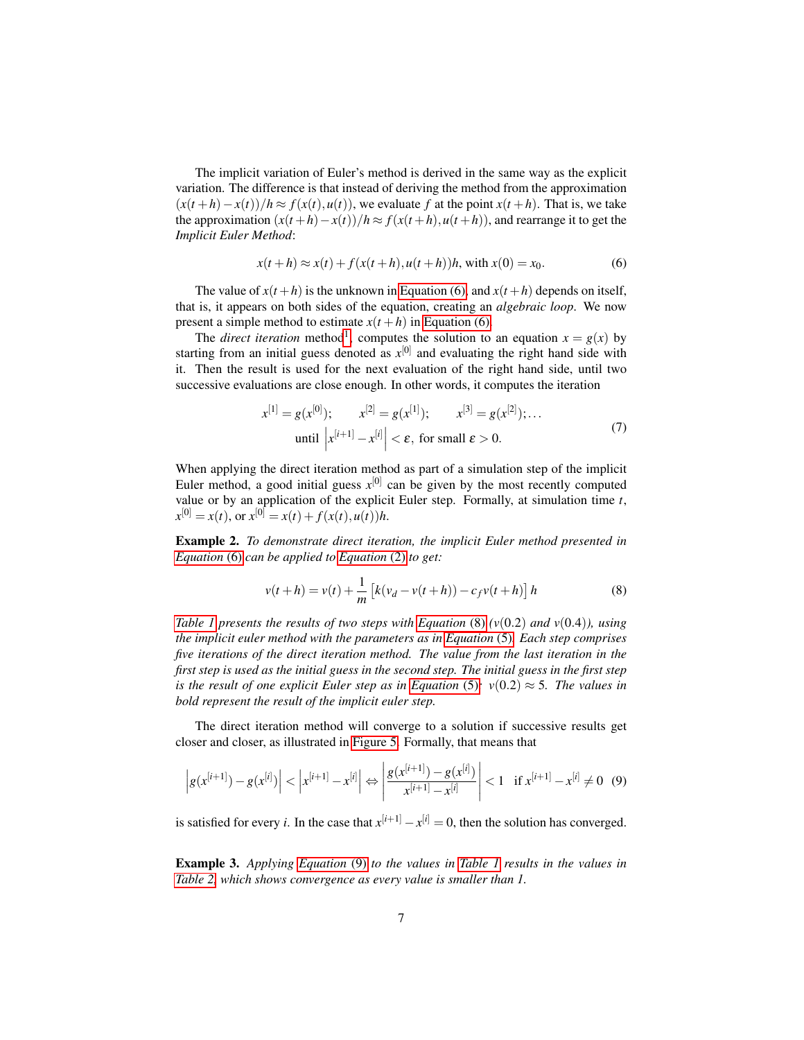The implicit variation of Euler's method is derived in the same way as the explicit variation. The difference is that instead of deriving the method from the approximation $(x(t+h)-x(t))/h \approx f(x(t),u(t))$, we evaluate $f$ at the point $x(t+h)$. That is, we take the approximation $(x(t+h)-x(t))/h \approx f(x(t+h),u(t+h))$, and rearrange it to get the *Implicit Euler Method*:

$$x(t+h) \approx x(t) + f(x(t+h),u(t+h))h, \text{ with } x(0) = x_0. \tag{6}$$

The value of $x(t+h)$ is the unknown in Equation (6), and $x(t+h)$ depends on itself, that is, it appears on both sides of the equation, creating an *algebraic loop*. We now present a simple method to estimate $x(t+h)$ in Equation (6).

The *direct iteration* method[1], computes the solution to an equation $x = g(x)$ by starting from an initial guess denoted as $x^{[0]}$ and evaluating the right hand side with it. Then the result is used for the next evaluation of the right hand side, until two successive evaluations are close enough. In other words, it computes the iteration

$$\begin{gathered} x^{[1]} = g(x^{[0]}); \qquad x^{[2]} = g(x^{[1]}); \qquad x^{[3]} = g(x^{[2]}); \ldots \\ \text{until } \left| x^{[i+1]} - x^{[i]} \right| < \varepsilon, \text{ for small } \varepsilon > 0. \end{gathered} \tag{7}$$

When applying the direct iteration method as part of a simulation step of the implicit Euler method, a good initial guess $x^{[0]}$ can be given by the most recently computed value or by an application of the explicit Euler step. Formally, at simulation time $t$, $x^{[0]} = x(t)$, or $x^{[0]} = x(t) + f(x(t),u(t))h$.

**Example 2.** *To demonstrate direct iteration, the implicit Euler method presented in Equation (6) can be applied to Equation (2) to get:*

$$v(t+h) = v(t) + \frac{1}{m}\left[k(v_d - v(t+h)) - c_f v(t+h)\right]h \tag{8}$$

*Table 1 presents the results of two steps with Equation (8) ($v(0.2)$ and $v(0.4)$), using the implicit euler method with the parameters as in Equation (5). Each step comprises five iterations of the direct iteration method. The value from the last iteration in the first step is used as the initial guess in the second step. The initial guess in the first step is the result of one explicit Euler step as in Equation (5): $v(0.2) \approx 5$. The values in bold represent the result of the implicit euler step.*

The direct iteration method will converge to a solution if successive results get closer and closer, as illustrated in Figure 5. Formally, that means that

$$\left| g(x^{[i+1]}) - g(x^{[i]}) \right| < \left| x^{[i+1]} - x^{[i]} \right| \Leftrightarrow \left| \frac{g(x^{[i+1]}) - g(x^{[i]})}{x^{[i+1]} - x^{[i]}} \right| < 1 \quad \text{if } x^{[i+1]} - x^{[i]} \neq 0 \tag{9}$$

is satisfied for every $i$. In the case that $x^{[i+1]} - x^{[i]} = 0$, then the solution has converged.

**Example 3.** *Applying Equation (9) to the values in Table 1 results in the values in Table 2, which shows convergence as every value is smaller than 1.*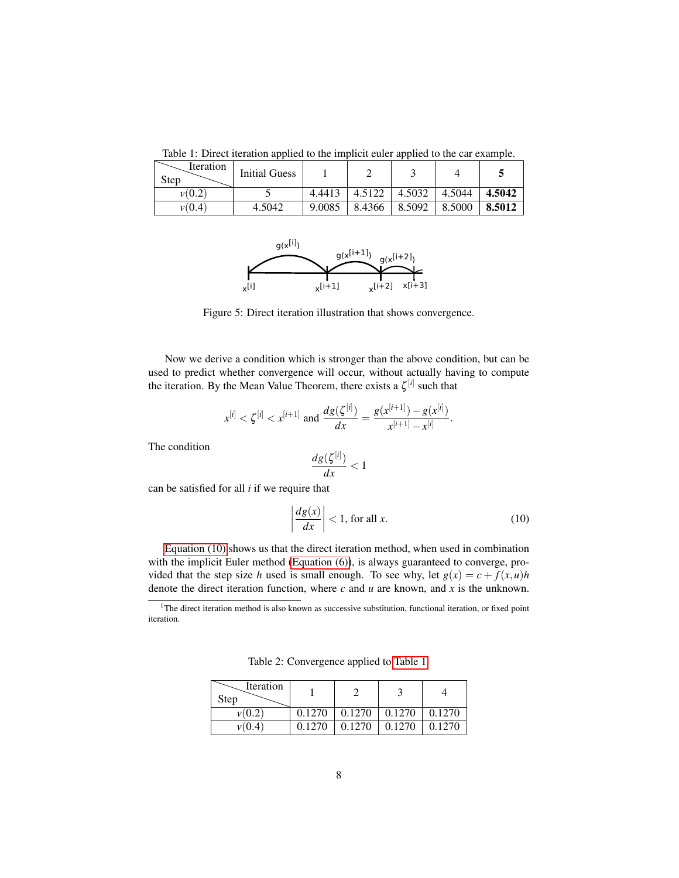Table 1: Direct iteration applied to the implicit euler applied to the car example.

| Step \ Iteration | Initial Guess | 1 | 2 | 3 | 4 | 5 |
| --- | --- | --- | --- | --- | --- | --- |
| $v(0.2)$ | 5 | 4.4413 | 4.5122 | 4.5032 | 4.5044 | **4.5042** |
| $v(0.4)$ | 4.5042 | 9.0085 | 8.4366 | 8.5092 | 8.5000 | **8.5012** |

Figure 5: Direct iteration illustration that shows convergence.

Now we derive a condition which is stronger than the above condition, but can be used to predict whether convergence will occur, without actually having to compute the iteration. By the Mean Value Theorem, there exists a $\zeta^{[i]}$ such that

$$x^{[i]} < \zeta^{[i]} < x^{[i+1]} \text{ and } \frac{dg(\zeta^{[i]})}{dx} = \frac{g(x^{[i+1]}) - g(x^{[i]})}{x^{[i+1]} - x^{[i]}}.$$

The condition

$$\frac{dg(\zeta^{[i]})}{dx} < 1$$

can be satisfied for all $i$ if we require that

$$\left| \frac{dg(x)}{dx} \right| < 1, \text{ for all } x. \tag{10}$$

Equation (10) shows us that the direct iteration method, when used in combination with the implicit Euler method (Equation (6)), is always guaranteed to converge, provided that the step size $h$ used is small enough. To see why, let $g(x) = c + f(x,u)h$ denote the direct iteration function, where $c$ and $u$ are known, and $x$ is the unknown.

[1]The direct iteration method is also known as successive substitution, functional iteration, or fixed point iteration.

Table 2: Convergence applied to Table 1

| Step \ Iteration | 1 | 2 | 3 | 4 |
| --- | --- | --- | --- | --- |
| $v(0.2)$ | 0.1270 | 0.1270 | 0.1270 | 0.1270 |
| $v(0.4)$ | 0.1270 | 0.1270 | 0.1270 | 0.1270 |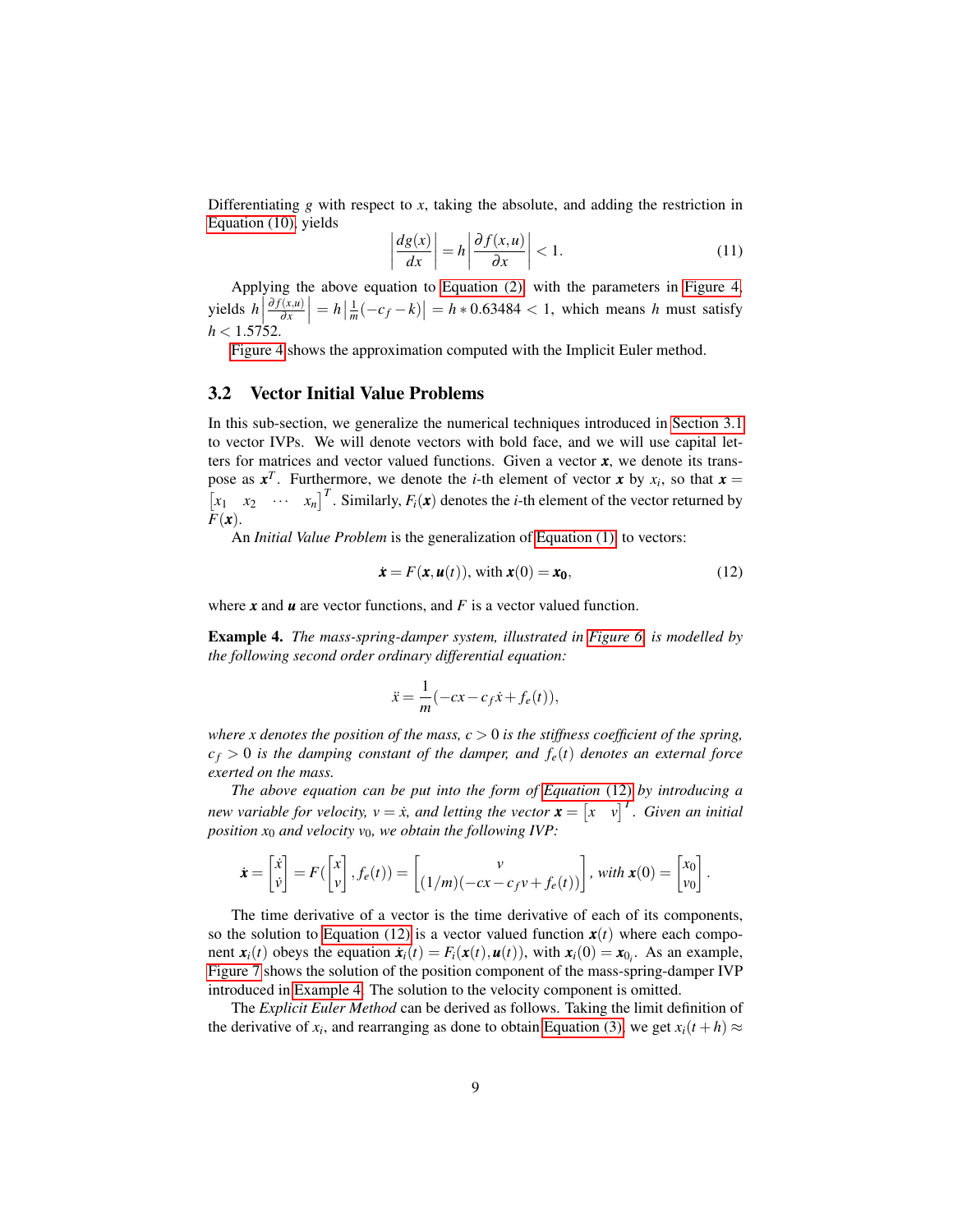Differentiating $g$ with respect to $x$, taking the absolute, and adding the restriction in Equation (10), yields

$$\left| \frac{dg(x)}{dx} \right| = h \left| \frac{\partial f(x,u)}{\partial x} \right| < 1. \tag{11}$$

Applying the above equation to Equation (2), with the parameters in Figure 4, yields $h\left|\frac{\partial f(x,u)}{\partial x}\right| = h\left|\frac{1}{m}(-c_f - k)\right| = h * 0.63484 < 1$, which means $h$ must satisfy $h < 1.5752$.

Figure 4 shows the approximation computed with the Implicit Euler method.

### 3.2 Vector Initial Value Problems

In this sub-section, we generalize the numerical techniques introduced in Section 3.1 to vector IVPs. We will denote vectors with bold face, and we will use capital letters for matrices and vector valued functions. Given a vector $\boldsymbol{x}$, we denote its transpose as $\boldsymbol{x}^T$. Furthermore, we denote the $i$-th element of vector $\boldsymbol{x}$ by $x_i$, so that $\boldsymbol{x} = \begin{bmatrix} x_1 & x_2 & \cdots & x_n \end{bmatrix}^T$. Similarly, $F_i(\boldsymbol{x})$ denotes the $i$-th element of the vector returned by $F(\boldsymbol{x})$.

An *Initial Value Problem* is the generalization of Equation (1) to vectors:

$$\dot{\boldsymbol{x}} = F(\boldsymbol{x}, \boldsymbol{u}(t)), \text{ with } \boldsymbol{x}(0) = \boldsymbol{x_0}, \tag{12}$$

where $\boldsymbol{x}$ and $\boldsymbol{u}$ are vector functions, and $F$ is a vector valued function.

**Example 4.** *The mass-spring-damper system, illustrated in Figure 6, is modelled by the following second order ordinary differential equation:*

$$\ddot{x} = \frac{1}{m}(-cx - c_f\dot{x} + f_e(t)),$$

*where $x$ denotes the position of the mass, $c > 0$ is the stiffness coefficient of the spring, $c_f > 0$ is the damping constant of the damper, and $f_e(t)$ denotes an external force exerted on the mass.*

*The above equation can be put into the form of Equation (12) by introducing a new variable for velocity, $v = \dot{x}$, and letting the vector $\boldsymbol{x} = \begin{bmatrix} x & v \end{bmatrix}^T$. Given an initial position $x_0$ and velocity $v_0$, we obtain the following IVP:*

$$\dot{\boldsymbol{x}} = \begin{bmatrix} \dot{x} \\ \dot{v} \end{bmatrix} = F(\begin{bmatrix} x \\ v \end{bmatrix}, f_e(t)) = \begin{bmatrix} v \\ (1/m)(-cx - c_f v + f_e(t)) \end{bmatrix}, \text{ with } \boldsymbol{x}(0) = \begin{bmatrix} x_0 \\ v_0 \end{bmatrix}.$$

The time derivative of a vector is the time derivative of each of its components, so the solution to Equation (12) is a vector valued function $\boldsymbol{x}(t)$ where each component $\boldsymbol{x}_i(t)$ obeys the equation $\dot{\boldsymbol{x}}_i(t) = F_i(\boldsymbol{x}(t), \boldsymbol{u}(t))$, with $\boldsymbol{x}_i(0) = \boldsymbol{x}_{0_i}$. As an example, Figure 7 shows the solution of the position component of the mass-spring-damper IVP introduced in Example 4. The solution to the velocity component is omitted.

The *Explicit Euler Method* can be derived as follows. Taking the limit definition of the derivative of $x_i$, and rearranging as done to obtain Equation (3), we get $x_i(t+h) \approx$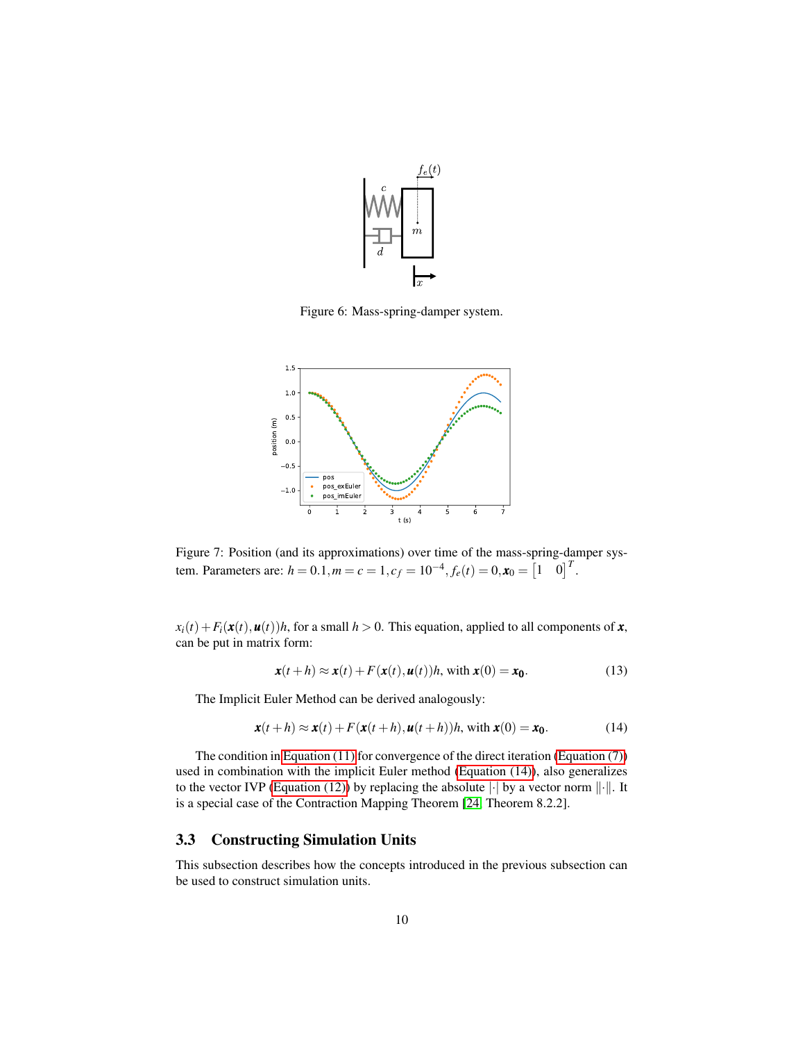Figure 6: Mass-spring-damper system.

Figure 7: Position (and its approximations) over time of the mass-spring-damper system. Parameters are: $h = 0.1, m = c = 1, c_f = 10^{-4}, f_e(t) = 0, \boldsymbol{x}_0 = \begin{bmatrix} 1 & 0 \end{bmatrix}^T$.

$x_i(t) + F_i(\boldsymbol{x}(t), \boldsymbol{u}(t))h$, for a small $h > 0$. This equation, applied to all components of $\boldsymbol{x}$, can be put in matrix form:

$$\boldsymbol{x}(t+h) \approx \boldsymbol{x}(t) + F(\boldsymbol{x}(t), \boldsymbol{u}(t))h, \text{ with } \boldsymbol{x}(0) = \boldsymbol{x_0}. \tag{13}$$

The Implicit Euler Method can be derived analogously:

$$\boldsymbol{x}(t+h) \approx \boldsymbol{x}(t) + F(\boldsymbol{x}(t+h), \boldsymbol{u}(t+h))h, \text{ with } \boldsymbol{x}(0) = \boldsymbol{x_0}. \tag{14}$$

The condition in Equation (11) for convergence of the direct iteration (Equation (7)) used in combination with the implicit Euler method (Equation (14)), also generalizes to the vector IVP (Equation (12)) by replacing the absolute $|\cdot|$ by a vector norm $\|\cdot\|$. It is a special case of the Contraction Mapping Theorem [24, Theorem 8.2.2].

### 3.3 Constructing Simulation Units

This subsection describes how the concepts introduced in the previous subsection can be used to construct simulation units.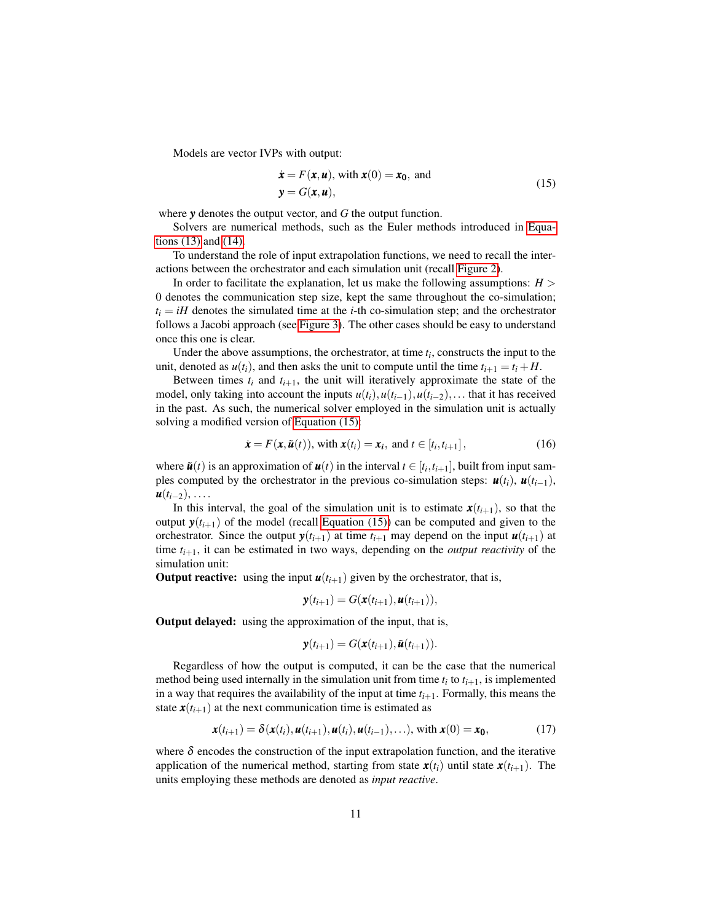Models are vector IVPs with output:

$$
\begin{aligned}
&\dot{\boldsymbol{x}} = F(\boldsymbol{x}, \boldsymbol{u}), \text{ with } \boldsymbol{x}(0) = \boldsymbol{x_0}, \text{ and} \\
&\boldsymbol{y} = G(\boldsymbol{x}, \boldsymbol{u}),
\end{aligned}
\tag{15}
$$

where $\boldsymbol{y}$ denotes the output vector, and $G$ the output function.

Solvers are numerical methods, such as the Euler methods introduced in Equations (13) and (14).

To understand the role of input extrapolation functions, we need to recall the interactions between the orchestrator and each simulation unit (recall Figure 2).

In order to facilitate the explanation, let us make the following assumptions: $H > 0$ denotes the communication step size, kept the same throughout the co-simulation; $t_i = iH$ denotes the simulated time at the $i$-th co-simulation step; and the orchestrator follows a Jacobi approach (see Figure 3). The other cases should be easy to understand once this one is clear.

Under the above assumptions, the orchestrator, at time $t_i$, constructs the input to the unit, denoted as $u(t_i)$, and then asks the unit to compute until the time $t_{i+1} = t_i + H$.

Between times $t_i$ and $t_{i+1}$, the unit will iteratively approximate the state of the model, only taking into account the inputs $u(t_i), u(t_{i-1}), u(t_{i-2}), \ldots$ that it has received in the past. As such, the numerical solver employed in the simulation unit is actually solving a modified version of Equation (15):

$$
\dot{\boldsymbol{x}} = F(\boldsymbol{x}, \tilde{\boldsymbol{u}}(t)), \text{ with } \boldsymbol{x}(t_i) = \boldsymbol{x_i}, \text{ and } t \in [t_i, t_{i+1}],
\tag{16}
$$

where $\tilde{\boldsymbol{u}}(t)$ is an approximation of $\boldsymbol{u}(t)$ in the interval $t \in [t_i, t_{i+1}]$, built from input samples computed by the orchestrator in the previous co-simulation steps: $\boldsymbol{u}(t_i)$, $\boldsymbol{u}(t_{i-1})$, $\boldsymbol{u}(t_{i-2})$, $\ldots$.

In this interval, the goal of the simulation unit is to estimate $\boldsymbol{x}(t_{i+1})$, so that the output $\boldsymbol{y}(t_{i+1})$ of the model (recall Equation (15)) can be computed and given to the orchestrator. Since the output $\boldsymbol{y}(t_{i+1})$ at time $t_{i+1}$ may depend on the input $\boldsymbol{u}(t_{i+1})$ at time $t_{i+1}$, it can be estimated in two ways, depending on the *output reactivity* of the simulation unit:

**Output reactive:** using the input $\boldsymbol{u}(t_{i+1})$ given by the orchestrator, that is,

$$
\boldsymbol{y}(t_{i+1}) = G(\boldsymbol{x}(t_{i+1}), \boldsymbol{u}(t_{i+1})),
$$

**Output delayed:** using the approximation of the input, that is,

$$
\boldsymbol{y}(t_{i+1}) = G(\boldsymbol{x}(t_{i+1}), \tilde{\boldsymbol{u}}(t_{i+1})).
$$

Regardless of how the output is computed, it can be the case that the numerical method being used internally in the simulation unit from time $t_i$ to $t_{i+1}$, is implemented in a way that requires the availability of the input at time $t_{i+1}$. Formally, this means the state $\boldsymbol{x}(t_{i+1})$ at the next communication time is estimated as

$$
\boldsymbol{x}(t_{i+1}) = \delta(\boldsymbol{x}(t_i), \boldsymbol{u}(t_{i+1}), \boldsymbol{u}(t_i), \boldsymbol{u}(t_{i-1}), \ldots), \text{ with } \boldsymbol{x}(0) = \boldsymbol{x_0},
\tag{17}
$$

where $\delta$ encodes the construction of the input extrapolation function, and the iterative application of the numerical method, starting from state $\boldsymbol{x}(t_i)$ until state $\boldsymbol{x}(t_{i+1})$. The units employing these methods are denoted as *input reactive*.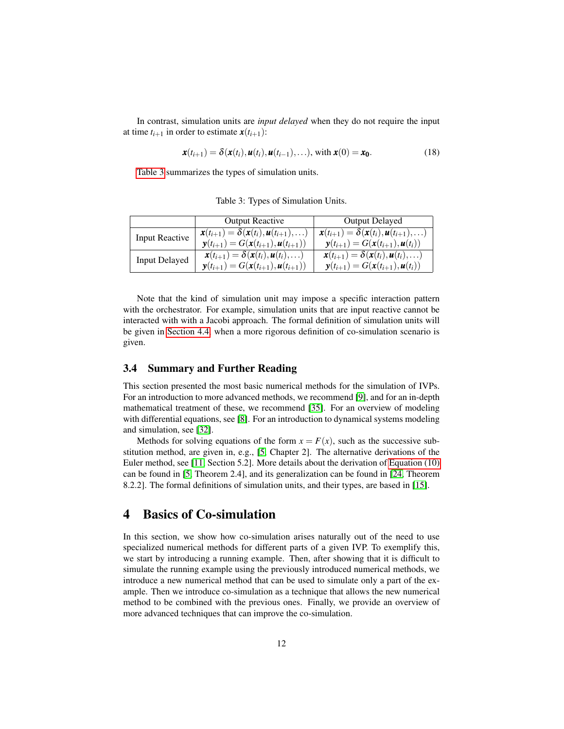In contrast, simulation units are *input delayed* when they do not require the input at time $t_{i+1}$ in order to estimate $\boldsymbol{x}(t_{i+1})$:

$$\boldsymbol{x}(t_{i+1}) = \delta(\boldsymbol{x}(t_i), \boldsymbol{u}(t_i), \boldsymbol{u}(t_{i-1}), \ldots), \text{ with } \boldsymbol{x}(0) = \boldsymbol{x_0}. \tag{18}$$

Table 3 summarizes the types of simulation units.

Table 3: Types of Simulation Units.

| | Output Reactive | Output Delayed |
|---|---|---|
| Input Reactive | $\boldsymbol{x}(t_{i+1}) = \delta(\boldsymbol{x}(t_i), \boldsymbol{u}(t_{i+1}), \ldots)$ <br> $\boldsymbol{y}(t_{i+1}) = G(\boldsymbol{x}(t_{i+1}), \boldsymbol{u}(t_{i+1}))$ | $\boldsymbol{x}(t_{i+1}) = \delta(\boldsymbol{x}(t_i), \boldsymbol{u}(t_{i+1}), \ldots)$ <br> $\boldsymbol{y}(t_{i+1}) = G(\boldsymbol{x}(t_{i+1}), \boldsymbol{u}(t_i))$ |
| Input Delayed | $\boldsymbol{x}(t_{i+1}) = \delta(\boldsymbol{x}(t_i), \boldsymbol{u}(t_i), \ldots)$ <br> $\boldsymbol{y}(t_{i+1}) = G(\boldsymbol{x}(t_{i+1}), \boldsymbol{u}(t_{i+1}))$ | $\boldsymbol{x}(t_{i+1}) = \delta(\boldsymbol{x}(t_i), \boldsymbol{u}(t_i), \ldots)$ <br> $\boldsymbol{y}(t_{i+1}) = G(\boldsymbol{x}(t_{i+1}), \boldsymbol{u}(t_i))$ |

Note that the kind of simulation unit may impose a specific interaction pattern with the orchestrator. For example, simulation units that are input reactive cannot be interacted with with a Jacobi approach. The formal definition of simulation units will be given in Section 4.4 when a more rigorous definition of co-simulation scenario is given.

### 3.4 Summary and Further Reading

This section presented the most basic numerical methods for the simulation of IVPs. For an introduction to more advanced methods, we recommend [9], and for an in-depth mathematical treatment of these, we recommend [35]. For an overview of modeling with differential equations, see [8]. For an introduction to dynamical systems modeling and simulation, see [32].

Methods for solving equations of the form $x = F(x)$, such as the successive substitution method, are given in, e.g., [5, Chapter 2]. The alternative derivations of the Euler method, see [11, Section 5.2]. More details about the derivation of Equation (10) can be found in [5, Theorem 2.4], and its generalization can be found in [24, Theorem 8.2.2]. The formal definitions of simulation units, and their types, are based in [15].

## 4 Basics of Co-simulation

In this section, we show how co-simulation arises naturally out of the need to use specialized numerical methods for different parts of a given IVP. To exemplify this, we start by introducing a running example. Then, after showing that it is difficult to simulate the running example using the previously introduced numerical methods, we introduce a new numerical method that can be used to simulate only a part of the example. Then we introduce co-simulation as a technique that allows the new numerical method to be combined with the previous ones. Finally, we provide an overview of more advanced techniques that can improve the co-simulation.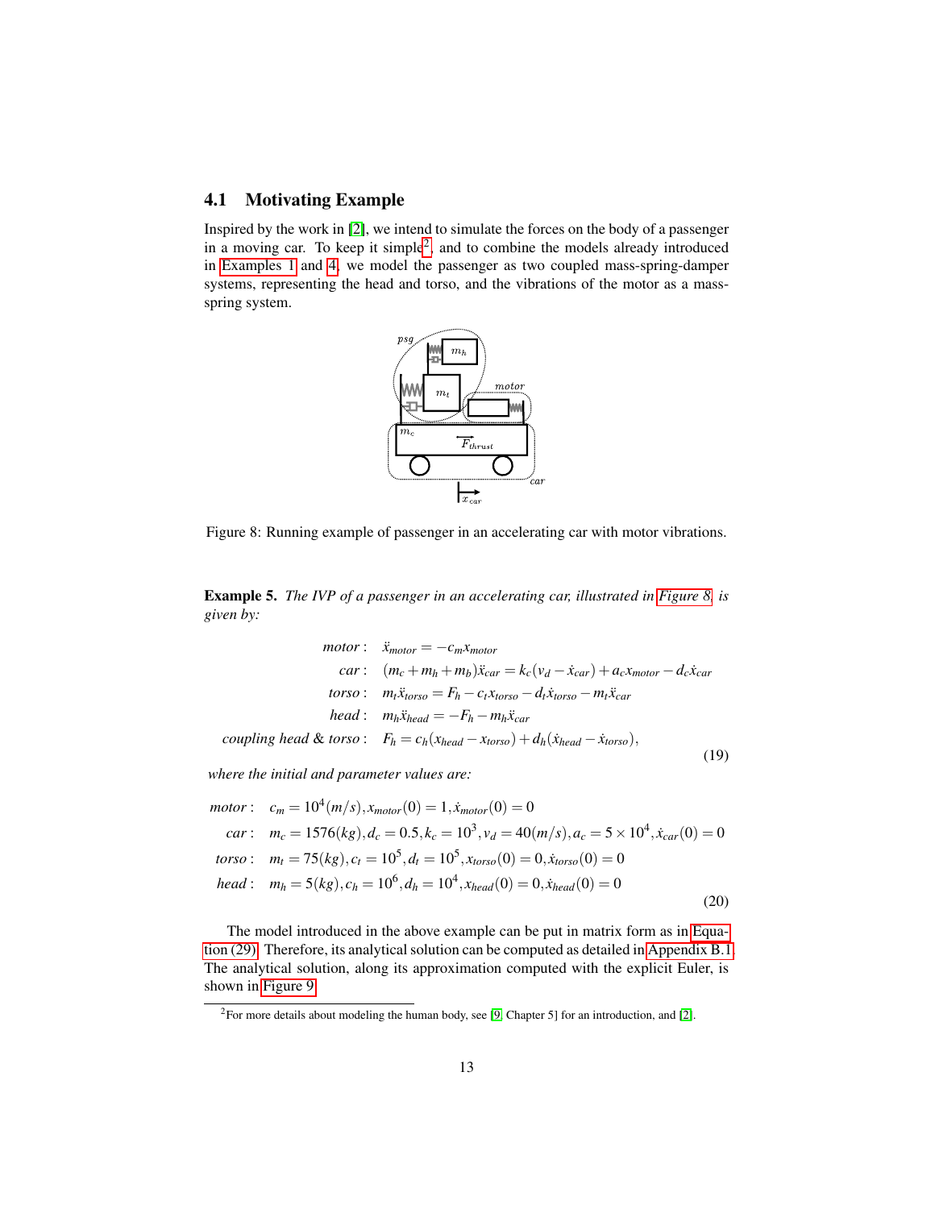### 4.1 Motivating Example

Inspired by the work in [2], we intend to simulate the forces on the body of a passenger in a moving car. To keep it simple[2], and to combine the models already introduced in Examples 1 and 4, we model the passenger as two coupled mass-spring-damper systems, representing the head and torso, and the vibrations of the motor as a mass-spring system.

Figure 8: Running example of passenger in an accelerating car with motor vibrations.

**Example 5.** *The IVP of a passenger in an accelerating car, illustrated in Figure 8, is given by:*

$$
\begin{aligned}
\textit{motor}: \quad & \ddot{x}_{motor} = -c_m x_{motor} \\
\textit{car}: \quad & (m_c + m_h + m_b)\ddot{x}_{car} = k_c(v_d - \dot{x}_{car}) + a_c x_{motor} - d_c \dot{x}_{car} \\
\textit{torso}: \quad & m_t \ddot{x}_{torso} = F_h - c_t x_{torso} - d_t \dot{x}_{torso} - m_t \ddot{x}_{car} \\
\textit{head}: \quad & m_h \ddot{x}_{head} = -F_h - m_h \ddot{x}_{car} \\
\textit{coupling head \& torso}: \quad & F_h = c_h(x_{head} - x_{torso}) + d_h(\dot{x}_{head} - \dot{x}_{torso}),
\end{aligned}
\tag{19}
$$

*where the initial and parameter values are:*

$$
\begin{aligned}
\textit{motor}: \quad & c_m = 10^4 (m/s), x_{motor}(0) = 1, \dot{x}_{motor}(0) = 0 \\
\textit{car}: \quad & m_c = 1576(kg), d_c = 0.5, k_c = 10^3, v_d = 40(m/s), a_c = 5 \times 10^4, \dot{x}_{car}(0) = 0 \\
\textit{torso}: \quad & m_t = 75(kg), c_t = 10^5, d_t = 10^5, x_{torso}(0) = 0, \dot{x}_{torso}(0) = 0 \\
\textit{head}: \quad & m_h = 5(kg), c_h = 10^6, d_h = 10^4, x_{head}(0) = 0, \dot{x}_{head}(0) = 0
\end{aligned}
\tag{20}
$$

The model introduced in the above example can be put in matrix form as in Equation (29). Therefore, its analytical solution can be computed as detailed in Appendix B.1. The analytical solution, along its approximation computed with the explicit Euler, is shown in Figure 9.

[2] For more details about modeling the human body, see [9, Chapter 5] for an introduction, and [2].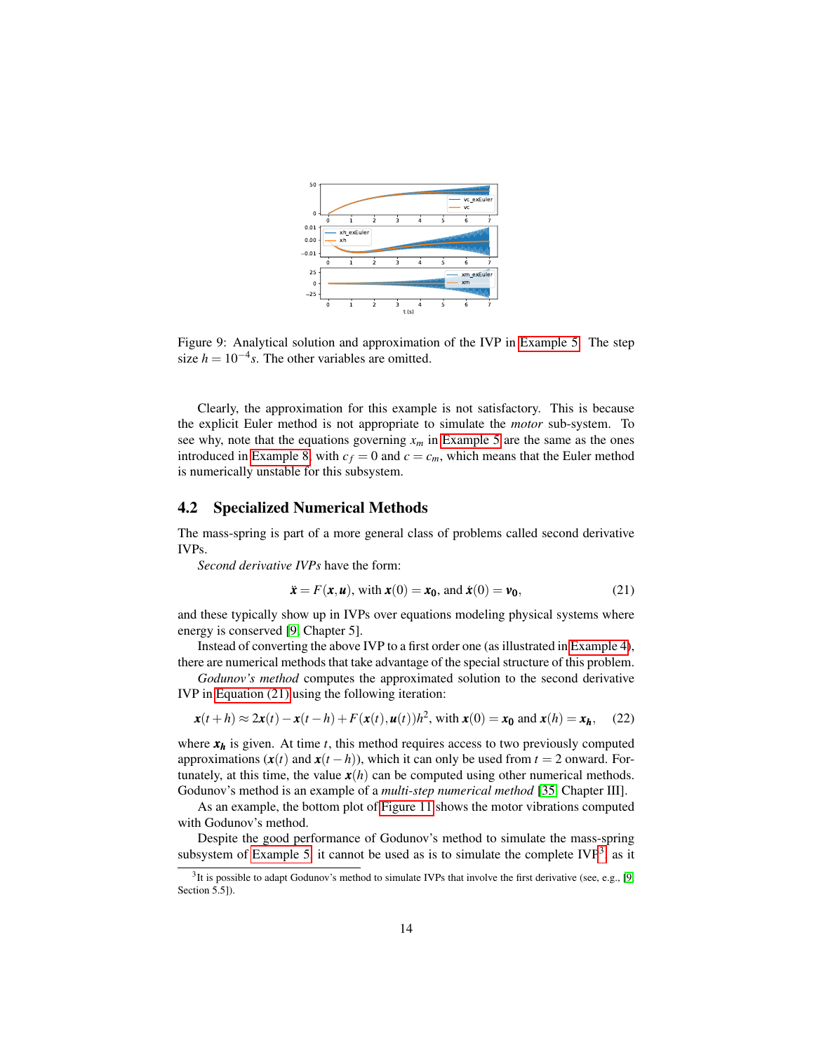Figure 9: Analytical solution and approximation of the IVP in Example 5. The step size $h = 10^{-4}s$. The other variables are omitted.

Clearly, the approximation for this example is not satisfactory. This is because the explicit Euler method is not appropriate to simulate the *motor* sub-system. To see why, note that the equations governing $x_m$ in Example 5 are the same as the ones introduced in Example 8, with $c_f = 0$ and $c = c_m$, which means that the Euler method is numerically unstable for this subsystem.

## 4.2 Specialized Numerical Methods

The mass-spring is part of a more general class of problems called second derivative IVPs.

*Second derivative IVPs* have the form:

$$\ddot{\boldsymbol{x}} = F(\boldsymbol{x}, \boldsymbol{u}), \text{ with } \boldsymbol{x}(0) = \boldsymbol{x_0}, \text{ and } \dot{\boldsymbol{x}}(0) = \boldsymbol{v_0}, \tag{21}$$

and these typically show up in IVPs over equations modeling physical systems where energy is conserved [9, Chapter 5].

Instead of converting the above IVP to a first order one (as illustrated in Example 4), there are numerical methods that take advantage of the special structure of this problem.

*Godunov's method* computes the approximated solution to the second derivative IVP in Equation (21) using the following iteration:

$$\boldsymbol{x}(t+h) \approx 2\boldsymbol{x}(t) - \boldsymbol{x}(t-h) + F(\boldsymbol{x}(t), \boldsymbol{u}(t))h^2, \text{ with } \boldsymbol{x}(0) = \boldsymbol{x_0} \text{ and } \boldsymbol{x}(h) = \boldsymbol{x_h}, \tag{22}$$

where $\boldsymbol{x_h}$ is given. At time $t$, this method requires access to two previously computed approximations ($\boldsymbol{x}(t)$ and $\boldsymbol{x}(t-h)$), which it can only be used from $t = 2$ onward. Fortunately, at this time, the value $\boldsymbol{x}(h)$ can be computed using other numerical methods. Godunov's method is an example of a *multi-step numerical method* [35, Chapter III].

As an example, the bottom plot of Figure 11 shows the motor vibrations computed with Godunov's method.

Despite the good performance of Godunov's method to simulate the mass-spring subsystem of Example 5, it cannot be used as is to simulate the complete IVP[3] as it

[3] It is possible to adapt Godunov's method to simulate IVPs that involve the first derivative (see, e.g., [9, Section 5.5]).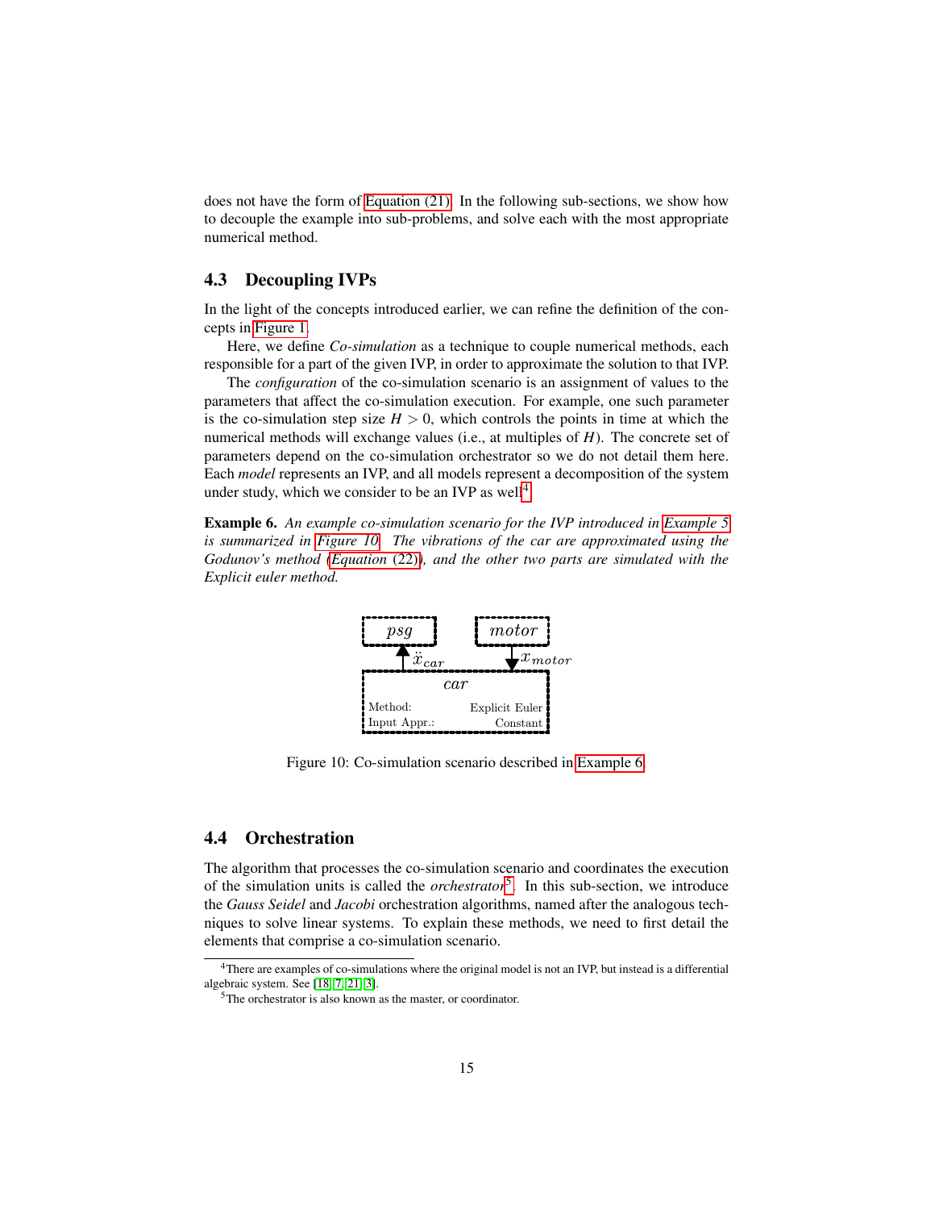does not have the form of Equation (21). In the following sub-sections, we show how to decouple the example into sub-problems, and solve each with the most appropriate numerical method.

### 4.3 Decoupling IVPs

In the light of the concepts introduced earlier, we can refine the definition of the concepts in Figure 1.

Here, we define *Co-simulation* as a technique to couple numerical methods, each responsible for a part of the given IVP, in order to approximate the solution to that IVP.

The *configuration* of the co-simulation scenario is an assignment of values to the parameters that affect the co-simulation execution. For example, one such parameter is the co-simulation step size $H > 0$, which controls the points in time at which the numerical methods will exchange values (i.e., at multiples of $H$). The concrete set of parameters depend on the co-simulation orchestrator so we do not detail them here. Each *model* represents an IVP, and all models represent a decomposition of the system under study, which we consider to be an IVP as well[4].

**Example 6.** *An example co-simulation scenario for the IVP introduced in Example 5 is summarized in Figure 10. The vibrations of the car are approximated using the Godunov's method (Equation (22)), and the other two parts are simulated with the Explicit euler method.*

$psg$ ← $\ddot{x}_{car}$ — $car$ — $x_{motor}$ ← $motor$

| $car$ | |
|---|---|
| Method: | Explicit Euler |
| Input Appr.: | Constant |

Figure 10: Co-simulation scenario described in Example 6.

### 4.4 Orchestration

The algorithm that processes the co-simulation scenario and coordinates the execution of the simulation units is called the *orchestrator*[5]. In this sub-section, we introduce the *Gauss Seidel* and *Jacobi* orchestration algorithms, named after the analogous techniques to solve linear systems. To explain these methods, we need to first detail the elements that comprise a co-simulation scenario.

[4] There are examples of co-simulations where the original model is not an IVP, but instead is a differential algebraic system. See [18, 7, 21, 3].

[5] The orchestrator is also known as the master, or coordinator.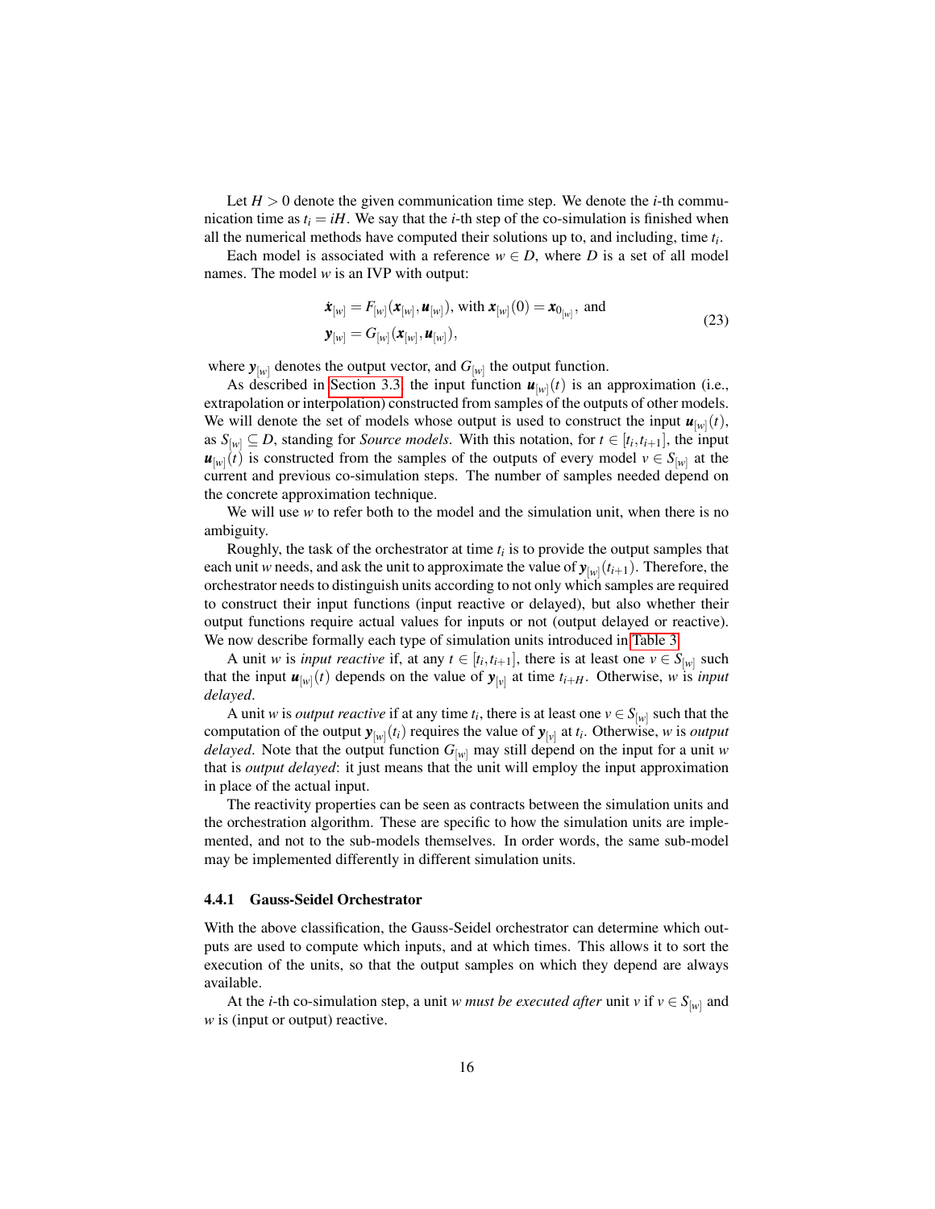Let $H > 0$ denote the given communication time step. We denote the $i$-th communication time as $t_i = iH$. We say that the $i$-th step of the co-simulation is finished when all the numerical methods have computed their solutions up to, and including, time $t_i$.

Each model is associated with a reference $w \in D$, where $D$ is a set of all model names. The model $w$ is an IVP with output:

$$
\begin{aligned}
&\dot{\boldsymbol{x}}_{[w]} = F_{[w]}(\boldsymbol{x}_{[w]}, \boldsymbol{u}_{[w]}), \text{ with } \boldsymbol{x}_{[w]}(0) = \boldsymbol{x}_{0_{[w]}}, \text{ and} \\
&\boldsymbol{y}_{[w]} = G_{[w]}(\boldsymbol{x}_{[w]}, \boldsymbol{u}_{[w]}),
\end{aligned}
\tag{23}
$$

where $\boldsymbol{y}_{[w]}$ denotes the output vector, and $G_{[w]}$ the output function.

As described in Section 3.3, the input function $\boldsymbol{u}_{[w]}(t)$ is an approximation (i.e., extrapolation or interpolation) constructed from samples of the outputs of other models. We will denote the set of models whose output is used to construct the input $\boldsymbol{u}_{[w]}(t)$, as $S_{[w]} \subseteq D$, standing for *Source models*. With this notation, for $t \in [t_i, t_{i+1}]$, the input $\boldsymbol{u}_{[w]}(t)$ is constructed from the samples of the outputs of every model $v \in S_{[w]}$ at the current and previous co-simulation steps. The number of samples needed depend on the concrete approximation technique.

We will use $w$ to refer both to the model and the simulation unit, when there is no ambiguity.

Roughly, the task of the orchestrator at time $t_i$ is to provide the output samples that each unit $w$ needs, and ask the unit to approximate the value of $\boldsymbol{y}_{[w]}(t_{i+1})$. Therefore, the orchestrator needs to distinguish units according to not only which samples are required to construct their input functions (input reactive or delayed), but also whether their output functions require actual values for inputs or not (output delayed or reactive). We now describe formally each type of simulation units introduced in Table 3.

A unit $w$ is *input reactive* if, at any $t \in [t_i, t_{i+1}]$, there is at least one $v \in S_{[w]}$ such that the input $\boldsymbol{u}_{[w]}(t)$ depends on the value of $\boldsymbol{y}_{[v]}$ at time $t_{i+H}$. Otherwise, $w$ is *input delayed*.

A unit $w$ is *output reactive* if at any time $t_i$, there is at least one $v \in S_{[w]}$ such that the computation of the output $\boldsymbol{y}_{[w]}(t_i)$ requires the value of $\boldsymbol{y}_{[v]}$ at $t_i$. Otherwise, $w$ is *output delayed*. Note that the output function $G_{[w]}$ may still depend on the input for a unit $w$ that is *output delayed*: it just means that the unit will employ the input approximation in place of the actual input.

The reactivity properties can be seen as contracts between the simulation units and the orchestration algorithm. These are specific to how the simulation units are implemented, and not to the sub-models themselves. In order words, the same sub-model may be implemented differently in different simulation units.

#### 4.4.1 Gauss-Seidel Orchestrator

With the above classification, the Gauss-Seidel orchestrator can determine which outputs are used to compute which inputs, and at which times. This allows it to sort the execution of the units, so that the output samples on which they depend are always available.

At the $i$-th co-simulation step, a unit *w must be executed after* unit $v$ if $v \in S_{[w]}$ and $w$ is (input or output) reactive.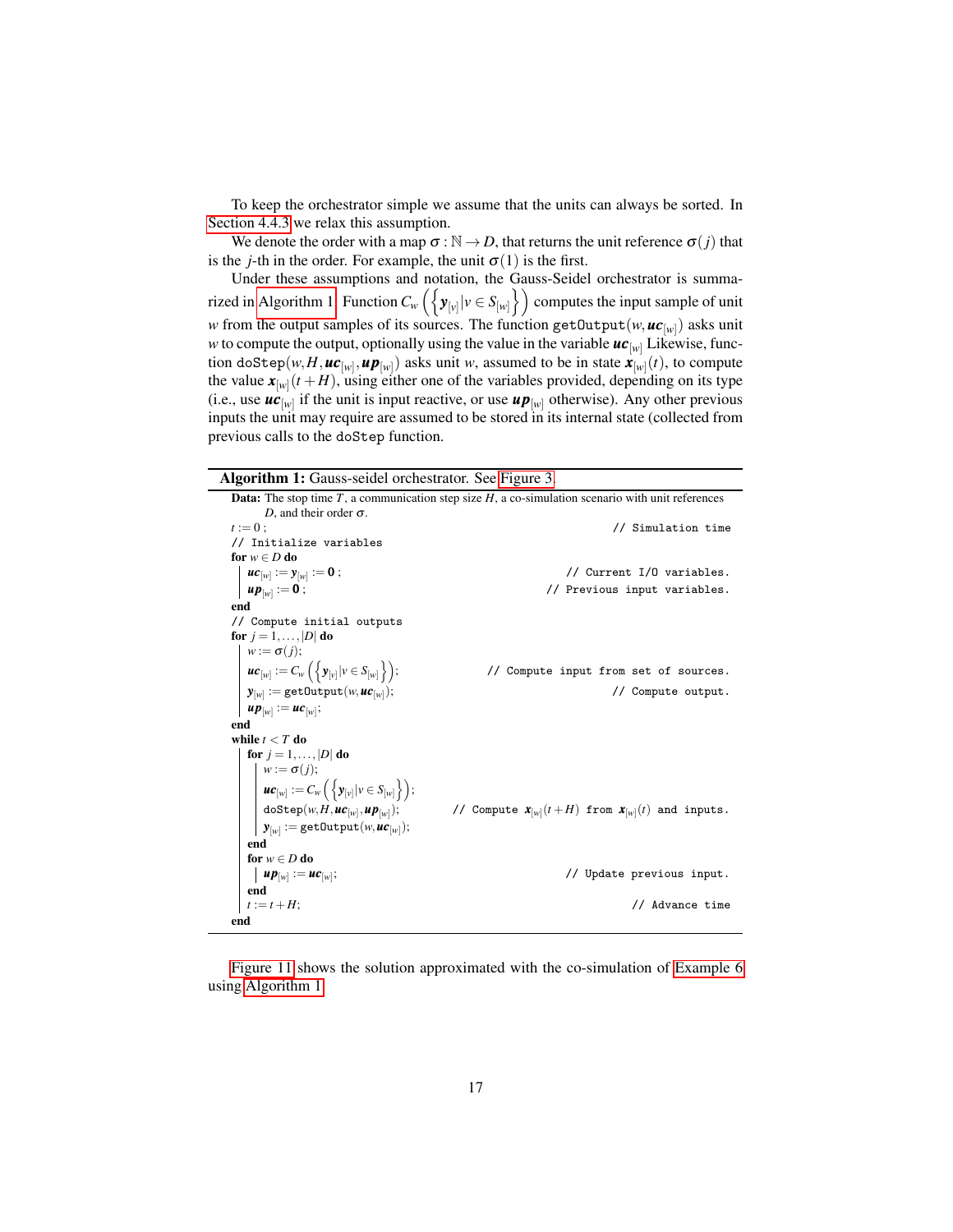To keep the orchestrator simple we assume that the units can always be sorted. In Section 4.4.3 we relax this assumption.

We denote the order with a map $\sigma : \mathbb{N} \to D$, that returns the unit reference $\sigma(j)$ that is the $j$-th in the order. For example, the unit $\sigma(1)$ is the first.

Under these assumptions and notation, the Gauss-Seidel orchestrator is summarized in Algorithm 1. Function $C_w\left(\left\{\mathbf{y}_{[v]} | v \in S_{[w]}\right\}\right)$ computes the input sample of unit $w$ from the output samples of its sources. The function `getOutput`$(w, \boldsymbol{uc}_{[w]})$ asks unit $w$ to compute the output, optionally using the value in the variable $\boldsymbol{uc}_{[w]}$ Likewise, function `doStep`$(w, H, \boldsymbol{uc}_{[w]}, \boldsymbol{up}_{[w]})$ asks unit $w$, assumed to be in state $\boldsymbol{x}_{[w]}(t)$, to compute the value $\boldsymbol{x}_{[w]}(t+H)$, using either one of the variables provided, depending on its type (i.e., use $\boldsymbol{uc}_{[w]}$ if the unit is input reactive, or use $\boldsymbol{up}_{[w]}$ otherwise). Any other previous inputs the unit may require are assumed to be stored in its internal state (collected from previous calls to the `doStep` function.

**Algorithm 1:** Gauss-seidel orchestrator. See Figure 3.

**Data:** The stop time $T$, a communication step size $H$, a co-simulation scenario with unit references $D$, and their order $\sigma$.

```
t := 0 ;                                                  // Simulation time
// Initialize variables
for w ∈ D do
    uc[w] := y[w] := 0 ;                                  // Current I/O variables.
    up[w] := 0 ;                                          // Previous input variables.
end
// Compute initial outputs
for j = 1,...,|D| do
    w := σ(j);
    uc[w] := C_w({y[v] | v ∈ S[w]});                      // Compute input from set of sources.
    y[w] := getOutput(w, uc[w]);                          // Compute output.
    up[w] := uc[w];
end
while t < T do
    for j = 1,...,|D| do
        w := σ(j);
        uc[w] := C_w({y[v] | v ∈ S[w]});
        doStep(w, H, uc[w], up[w]);                       // Compute x[w](t+H) from x[w](t) and inputs.
        y[w] := getOutput(w, uc[w]);
    end
    for w ∈ D do
        up[w] := uc[w];                                   // Update previous input.
    end
    t := t + H;                                           // Advance time
end
```

Figure 11 shows the solution approximated with the co-simulation of Example 6 using Algorithm 1.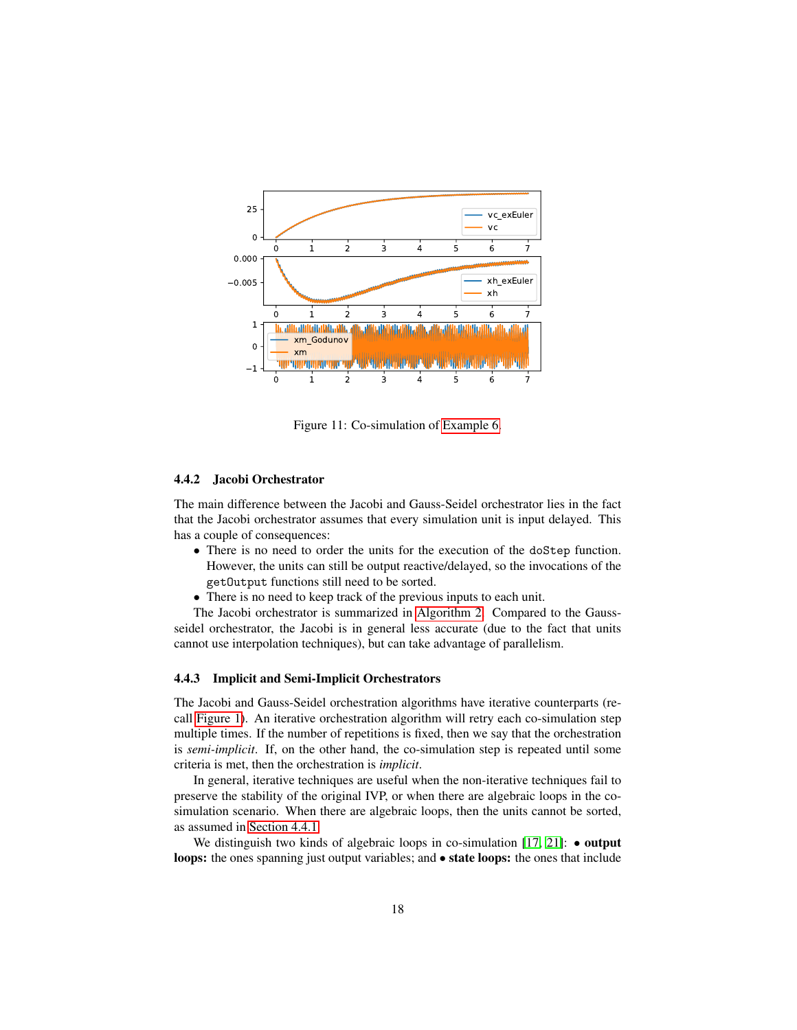Figure 11: Co-simulation of Example 6.

### 4.4.2 Jacobi Orchestrator

The main difference between the Jacobi and Gauss-Seidel orchestrator lies in the fact that the Jacobi orchestrator assumes that every simulation unit is input delayed. This has a couple of consequences:

- There is no need to order the units for the execution of the `doStep` function. However, the units can still be output reactive/delayed, so the invocations of the `getOutput` functions still need to be sorted.
- There is no need to keep track of the previous inputs to each unit.

The Jacobi orchestrator is summarized in Algorithm 2. Compared to the Gauss-seidel orchestrator, the Jacobi is in general less accurate (due to the fact that units cannot use interpolation techniques), but can take advantage of parallelism.

### 4.4.3 Implicit and Semi-Implicit Orchestrators

The Jacobi and Gauss-Seidel orchestration algorithms have iterative counterparts (recall Figure 1). An iterative orchestration algorithm will retry each co-simulation step multiple times. If the number of repetitions is fixed, then we say that the orchestration is *semi-implicit*. If, on the other hand, the co-simulation step is repeated until some criteria is met, then the orchestration is *implicit*.

In general, iterative techniques are useful when the non-iterative techniques fail to preserve the stability of the original IVP, or when there are algebraic loops in the co-simulation scenario. When there are algebraic loops, then the units cannot be sorted, as assumed in Section 4.4.1.

We distinguish two kinds of algebraic loops in co-simulation [17, 21]: • **output loops:** the ones spanning just output variables; and • **state loops:** the ones that include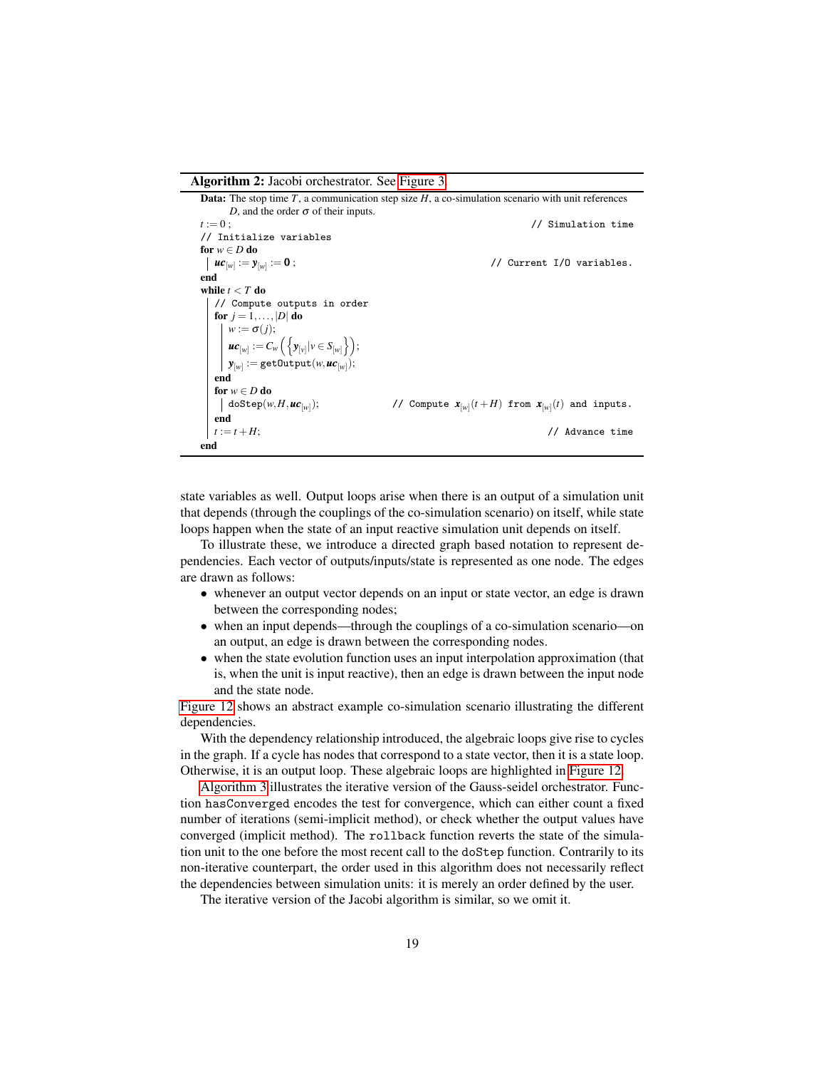**Algorithm 2:** Jacobi orchestrator. See Figure 3

```
Data: The stop time T, a communication step size H, a co-simulation scenario with unit references
      D, and the order σ of their inputs.
t := 0 ;                                                         // Simulation time
// Initialize variables
for w ∈ D do
    uc_[w] := y_[w] := 0 ;                                       // Current I/O variables.
end
while t < T do
    // Compute outputs in order
    for j = 1, ..., |D| do
        w := σ(j);
        uc_[w] := C_w({y_[v] | v ∈ S_[w]});
        y_[w] := getOutput(w, uc_[w]);
    end
    for w ∈ D do
        doStep(w, H, uc_[w]);               // Compute x_[w](t+H) from x_[w](t) and inputs.
    end
    t := t + H;                                                  // Advance time
end
```

state variables as well. Output loops arise when there is an output of a simulation unit that depends (through the couplings of the co-simulation scenario) on itself, while state loops happen when the state of an input reactive simulation unit depends on itself.

To illustrate these, we introduce a directed graph based notation to represent dependencies. Each vector of outputs/inputs/state is represented as one node. The edges are drawn as follows:

- whenever an output vector depends on an input or state vector, an edge is drawn between the corresponding nodes;
- when an input depends—through the couplings of a co-simulation scenario—on an output, an edge is drawn between the corresponding nodes.
- when the state evolution function uses an input interpolation approximation (that is, when the unit is input reactive), then an edge is drawn between the input node and the state node.

Figure 12 shows an abstract example co-simulation scenario illustrating the different dependencies.

With the dependency relationship introduced, the algebraic loops give rise to cycles in the graph. If a cycle has nodes that correspond to a state vector, then it is a state loop. Otherwise, it is an output loop. These algebraic loops are highlighted in Figure 12.

Algorithm 3 illustrates the iterative version of the Gauss-seidel orchestrator. Function `hasConverged` encodes the test for convergence, which can either count a fixed number of iterations (semi-implicit method), or check whether the output values have converged (implicit method). The `rollback` function reverts the state of the simulation unit to the one before the most recent call to the `doStep` function. Contrarily to its non-iterative counterpart, the order used in this algorithm does not necessarily reflect the dependencies between simulation units: it is merely an order defined by the user.

The iterative version of the Jacobi algorithm is similar, so we omit it.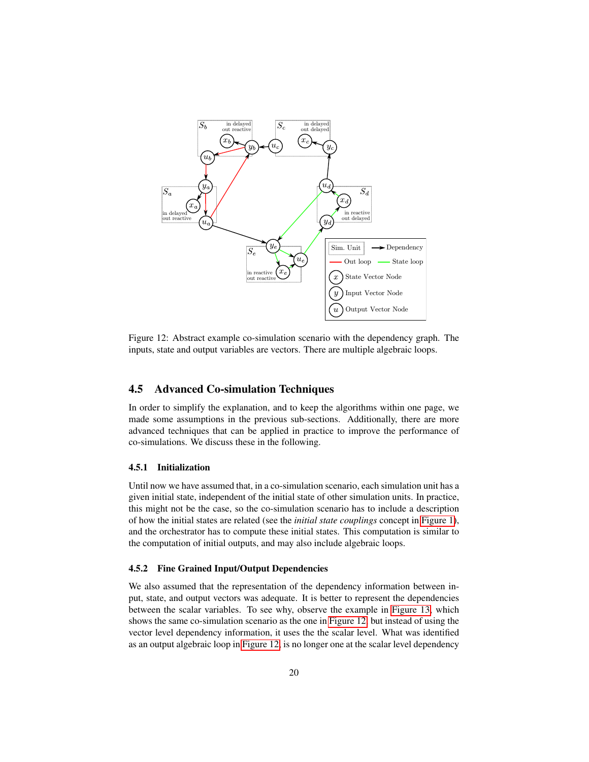Figure 12: Abstract example co-simulation scenario with the dependency graph. The inputs, state and output variables are vectors. There are multiple algebraic loops.

## 4.5 Advanced Co-simulation Techniques

In order to simplify the explanation, and to keep the algorithms within one page, we made some assumptions in the previous sub-sections. Additionally, there are more advanced techniques that can be applied in practice to improve the performance of co-simulations. We discuss these in the following.

### 4.5.1 Initialization

Until now we have assumed that, in a co-simulation scenario, each simulation unit has a given initial state, independent of the initial state of other simulation units. In practice, this might not be the case, so the co-simulation scenario has to include a description of how the initial states are related (see the *initial state couplings* concept in Figure 1), and the orchestrator has to compute these initial states. This computation is similar to the computation of initial outputs, and may also include algebraic loops.

### 4.5.2 Fine Grained Input/Output Dependencies

We also assumed that the representation of the dependency information between input, state, and output vectors was adequate. It is better to represent the dependencies between the scalar variables. To see why, observe the example in Figure 13, which shows the same co-simulation scenario as the one in Figure 12, but instead of using the vector level dependency information, it uses the the scalar level. What was identified as an output algebraic loop in Figure 12, is no longer one at the scalar level dependency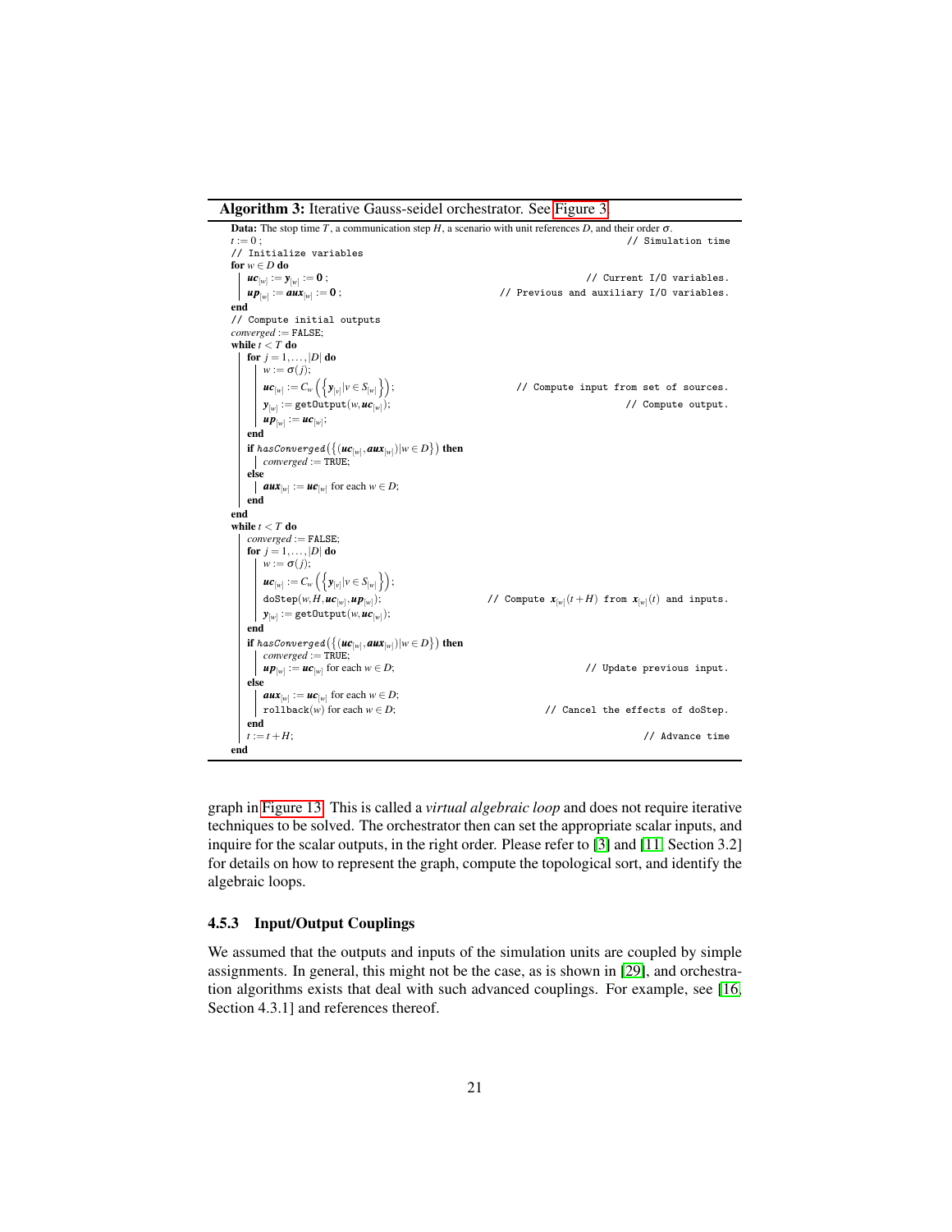**Algorithm 3:** Iterative Gauss-seidel orchestrator. See Figure 3.

**Data:** The stop time $T$, a communication step $H$, a scenario with unit references $D$, and their order $\sigma$.

```
t := 0 ;                                                        // Simulation time
// Initialize variables
for w ∈ D do
    uc_[w] := y_[w] := 0 ;                                      // Current I/O variables.
    up_[w] := aux_[w] := 0 ;                     // Previous and auxiliary I/O variables.
end
// Compute initial outputs
converged := FALSE;
while t < T do
    for j = 1,...,|D| do
        w := σ(j);
        uc_[w] := C_w({y_[v] | v ∈ S_[w]});                     // Compute input from set of sources.
        y_[w] := getOutput(w, uc_[w]);                          // Compute output.
        up_[w] := uc_[w];
    end
    if hasConverged({(uc_[w], aux_[w]) | w ∈ D}) then
        converged := TRUE;
    else
        aux_[w] := uc_[w] for each w ∈ D;
    end
end
while t < T do
    converged := FALSE;
    for j = 1,...,|D| do
        w := σ(j);
        uc_[w] := C_w({y_[v] | v ∈ S_[w]});
        doStep(w, H, uc_[w], up_[w]);                // Compute x_[w](t+H) from x_[w](t) and inputs.
        y_[w] := getOutput(w, uc_[w]);
    end
    if hasConverged({(uc_[w], aux_[w]) | w ∈ D}) then
        converged := TRUE;
        up_[w] := uc_[w] for each w ∈ D;                        // Update previous input.
    else
        aux_[w] := uc_[w] for each w ∈ D;
        rollback(w) for each w ∈ D;                             // Cancel the effects of doStep.
    end
    t := t + H;                                                 // Advance time
end
```

graph in Figure 13. This is called a *virtual algebraic loop* and does not require iterative techniques to be solved. The orchestrator then can set the appropriate scalar inputs, and inquire for the scalar outputs, in the right order. Please refer to [3] and [11, Section 3.2] for details on how to represent the graph, compute the topological sort, and identify the algebraic loops.

### 4.5.3 Input/Output Couplings

We assumed that the outputs and inputs of the simulation units are coupled by simple assignments. In general, this might not be the case, as is shown in [29], and orchestration algorithms exists that deal with such advanced couplings. For example, see [16, Section 4.3.1] and references thereof.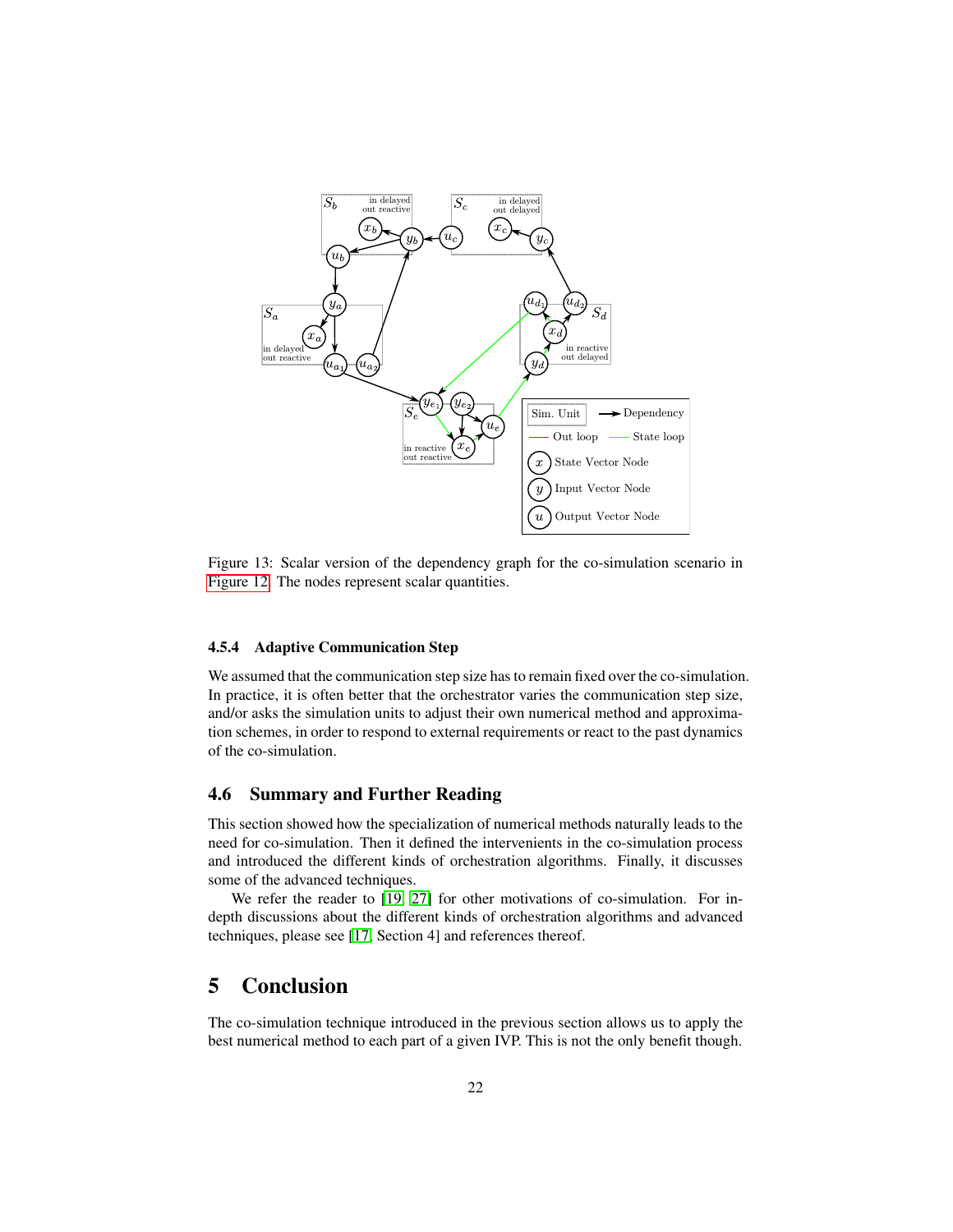Figure 13: Scalar version of the dependency graph for the co-simulation scenario in Figure 12. The nodes represent scalar quantities.

#### 4.5.4 Adaptive Communication Step

We assumed that the communication step size has to remain fixed over the co-simulation. In practice, it is often better that the orchestrator varies the communication step size, and/or asks the simulation units to adjust their own numerical method and approximation schemes, in order to respond to external requirements or react to the past dynamics of the co-simulation.

### 4.6 Summary and Further Reading

This section showed how the specialization of numerical methods naturally leads to the need for co-simulation. Then it defined the intervenients in the co-simulation process and introduced the different kinds of orchestration algorithms. Finally, it discusses some of the advanced techniques.

We refer the reader to [19, 27] for other motivations of co-simulation. For in-depth discussions about the different kinds of orchestration algorithms and advanced techniques, please see [17, Section 4] and references thereof.

## 5 Conclusion

The co-simulation technique introduced in the previous section allows us to apply the best numerical method to each part of a given IVP. This is not the only benefit though.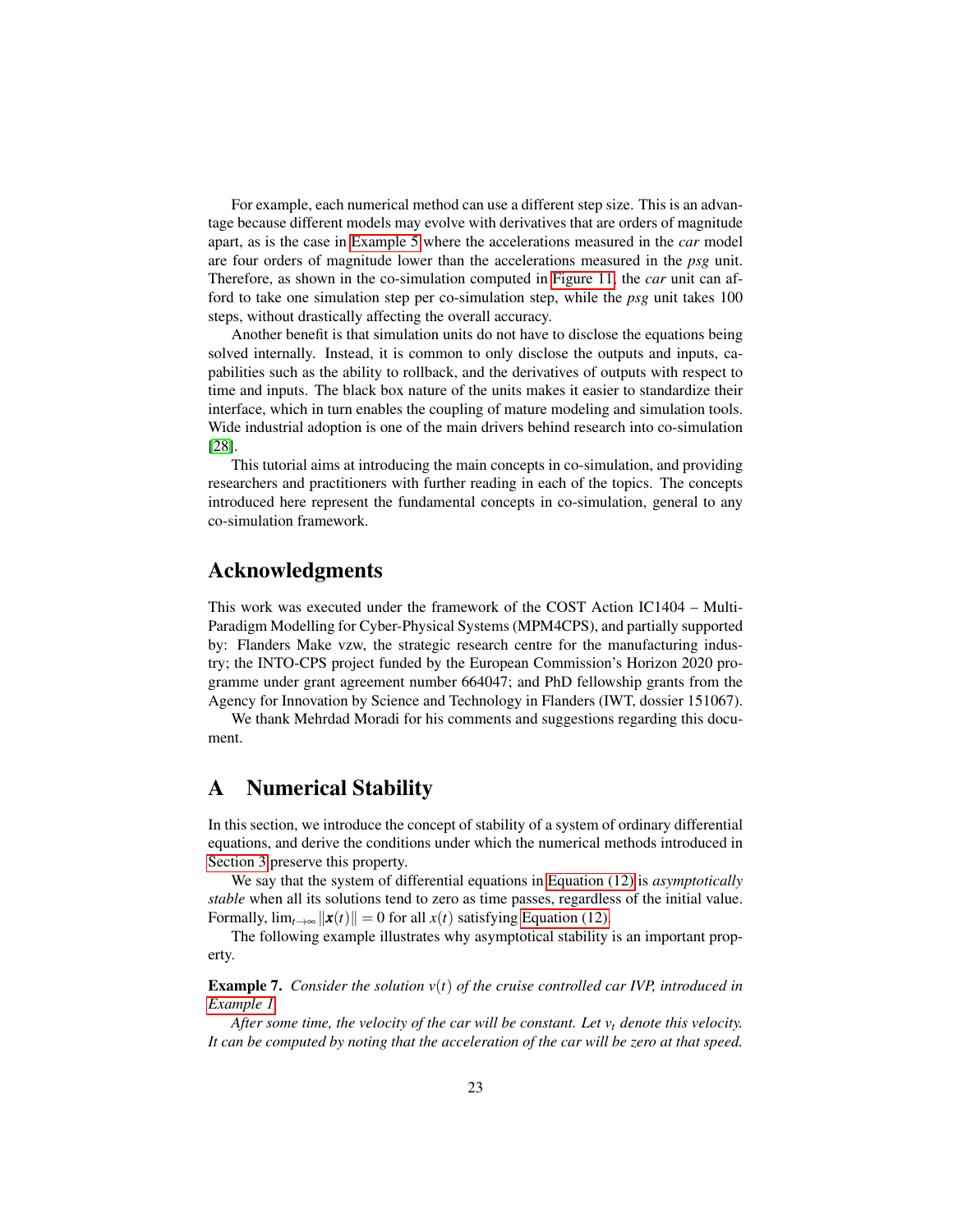For example, each numerical method can use a different step size. This is an advantage because different models may evolve with derivatives that are orders of magnitude apart, as is the case in Example 5 where the accelerations measured in the *car* model are four orders of magnitude lower than the accelerations measured in the *psg* unit. Therefore, as shown in the co-simulation computed in Figure 11, the *car* unit can afford to take one simulation step per co-simulation step, while the *psg* unit takes 100 steps, without drastically affecting the overall accuracy.

Another benefit is that simulation units do not have to disclose the equations being solved internally. Instead, it is common to only disclose the outputs and inputs, capabilities such as the ability to rollback, and the derivatives of outputs with respect to time and inputs. The black box nature of the units makes it easier to standardize their interface, which in turn enables the coupling of mature modeling and simulation tools. Wide industrial adoption is one of the main drivers behind research into co-simulation [28].

This tutorial aims at introducing the main concepts in co-simulation, and providing researchers and practitioners with further reading in each of the topics. The concepts introduced here represent the fundamental concepts in co-simulation, general to any co-simulation framework.

## Acknowledgments

This work was executed under the framework of the COST Action IC1404 – Multi-Paradigm Modelling for Cyber-Physical Systems (MPM4CPS), and partially supported by: Flanders Make vzw, the strategic research centre for the manufacturing industry; the INTO-CPS project funded by the European Commission's Horizon 2020 programme under grant agreement number 664047; and PhD fellowship grants from the Agency for Innovation by Science and Technology in Flanders (IWT, dossier 151067).

We thank Mehrdad Moradi for his comments and suggestions regarding this document.

## A Numerical Stability

In this section, we introduce the concept of stability of a system of ordinary differential equations, and derive the conditions under which the numerical methods introduced in Section 3 preserve this property.

We say that the system of differential equations in Equation (12) is *asymptotically stable* when all its solutions tend to zero as time passes, regardless of the initial value. Formally, $\lim_{t\to\infty} \|\boldsymbol{x}(t)\| = 0$ for all $x(t)$ satisfying Equation (12).

The following example illustrates why asymptotical stability is an important property.

**Example 7.** *Consider the solution $v(t)$ of the cruise controlled car IVP, introduced in Example 1.*

*After some time, the velocity of the car will be constant. Let $v_t$ denote this velocity. It can be computed by noting that the acceleration of the car will be zero at that speed.*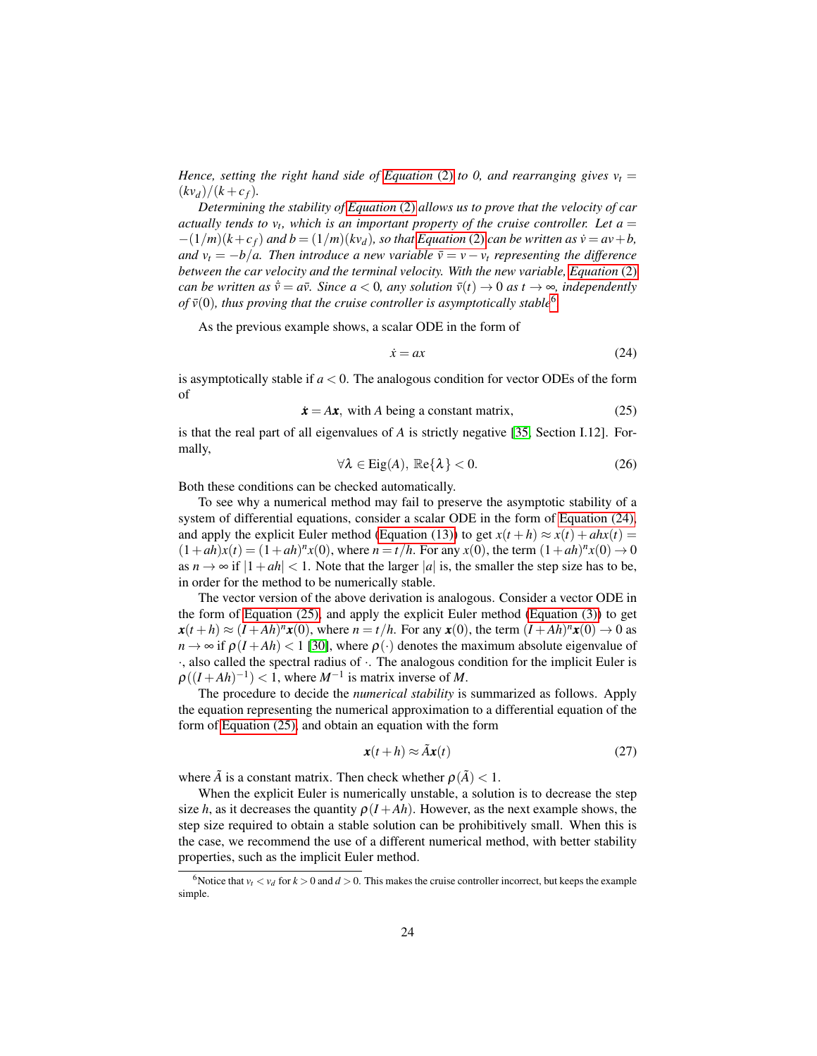*Hence, setting the right hand side of Equation (2) to 0, and rearranging gives $v_t = (kv_d)/(k+c_f)$.*

*Determining the stability of Equation (2) allows us to prove that the velocity of car actually tends to $v_t$, which is an important property of the cruise controller. Let $a = -(1/m)(k+c_f)$ and $b = (1/m)(kv_d)$, so that Equation (2) can be written as $\dot{v} = av+b$, and $v_t = -b/a$. Then introduce a new variable $\bar{v} = v - v_t$ representing the difference between the car velocity and the terminal velocity. With the new variable, Equation (2) can be written as $\dot{\bar{v}} = a\bar{v}$. Since $a < 0$, any solution $\bar{v}(t) \to 0$ as $t \to \infty$, independently of $\bar{v}(0)$, thus proving that the cruise controller is asymptotically stable*[6].

As the previous example shows, a scalar ODE in the form of

$$\dot{x} = ax \tag{24}$$

is asymptotically stable if $a < 0$. The analogous condition for vector ODEs of the form of

$$\dot{\boldsymbol{x}} = A\boldsymbol{x}, \text{ with } A \text{ being a constant matrix,} \tag{25}$$

is that the real part of all eigenvalues of $A$ is strictly negative [35, Section I.12]. Formally,

$$\forall \lambda \in \text{Eig}(A),\ \mathbb{R}\text{e}\{\lambda\} < 0. \tag{26}$$

Both these conditions can be checked automatically.

To see why a numerical method may fail to preserve the asymptotic stability of a system of differential equations, consider a scalar ODE in the form of Equation (24), and apply the explicit Euler method (Equation (13)) to get $x(t+h) \approx x(t) + ahx(t) = (1+ah)x(t) = (1+ah)^n x(0)$, where $n = t/h$. For any $x(0)$, the term $(1+ah)^n x(0) \to 0$ as $n \to \infty$ if $|1+ah| < 1$. Note that the larger $|a|$ is, the smaller the step size has to be, in order for the method to be numerically stable.

The vector version of the above derivation is analogous. Consider a vector ODE in the form of Equation (25), and apply the explicit Euler method (Equation (3)) to get $\boldsymbol{x}(t+h) \approx (I+Ah)^n \boldsymbol{x}(0)$, where $n = t/h$. For any $\boldsymbol{x}(0)$, the term $(I+Ah)^n \boldsymbol{x}(0) \to 0$ as $n \to \infty$ if $\rho(I+Ah) < 1$ [30], where $\rho(\cdot)$ denotes the maximum absolute eigenvalue of $\cdot$, also called the spectral radius of $\cdot$. The analogous condition for the implicit Euler is $\rho((I+Ah)^{-1}) < 1$, where $M^{-1}$ is matrix inverse of $M$.

The procedure to decide the *numerical stability* is summarized as follows. Apply the equation representing the numerical approximation to a differential equation of the form of Equation (25), and obtain an equation with the form

$$\boldsymbol{x}(t+h) \approx \tilde{A}\boldsymbol{x}(t) \tag{27}$$

where $\tilde{A}$ is a constant matrix. Then check whether $\rho(\tilde{A}) < 1$.

When the explicit Euler is numerically unstable, a solution is to decrease the step size $h$, as it decreases the quantity $\rho(I+Ah)$. However, as the next example shows, the step size required to obtain a stable solution can be prohibitively small. When this is the case, we recommend the use of a different numerical method, with better stability properties, such as the implicit Euler method.

[6] Notice that $v_t < v_d$ for $k > 0$ and $d > 0$. This makes the cruise controller incorrect, but keeps the example simple.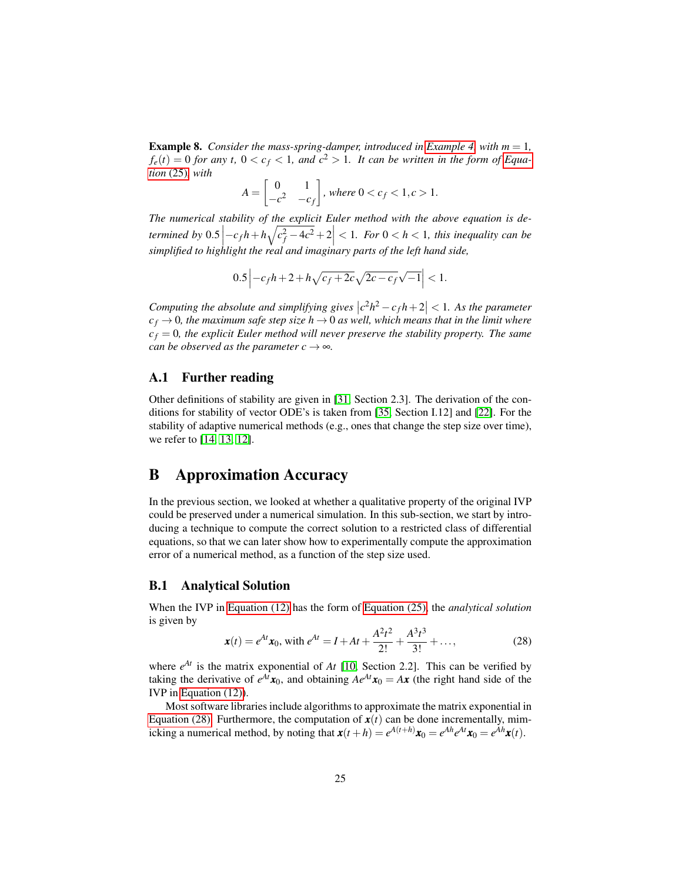**Example 8.** *Consider the mass-spring-damper, introduced in Example 4, with $m = 1$, $f_e(t) = 0$ for any $t$, $0 < c_f < 1$, and $c^2 > 1$. It can be written in the form of Equation (25), with*

$$A = \begin{bmatrix} 0 & 1 \\ -c^2 & -c_f \end{bmatrix}, \text{ where } 0 < c_f < 1, c > 1.$$

*The numerical stability of the explicit Euler method with the above equation is determined by* $0.5\left|-c_f h + h\sqrt{c_f^2 - 4c^2} + 2\right| < 1$. *For* $0 < h < 1$, *this inequality can be simplified to highlight the real and imaginary parts of the left hand side,*

$$0.5\left|-c_f h + 2 + h\sqrt{c_f + 2c}\sqrt{2c - c_f}\sqrt{-1}\right| < 1.$$

*Computing the absolute and simplifying gives* $\left|c^2 h^2 - c_f h + 2\right| < 1$. *As the parameter* $c_f \to 0$, *the maximum safe step size* $h \to 0$ *as well, which means that in the limit where* $c_f = 0$, *the explicit Euler method will never preserve the stability property. The same can be observed as the parameter* $c \to \infty$.

### A.1 Further reading

Other definitions of stability are given in [31, Section 2.3]. The derivation of the conditions for stability of vector ODE's is taken from [35, Section I.12] and [22]. For the stability of adaptive numerical methods (e.g., ones that change the step size over time), we refer to [14, 13, 12].

## B Approximation Accuracy

In the previous section, we looked at whether a qualitative property of the original IVP could be preserved under a numerical simulation. In this sub-section, we start by introducing a technique to compute the correct solution to a restricted class of differential equations, so that we can later show how to experimentally compute the approximation error of a numerical method, as a function of the step size used.

### B.1 Analytical Solution

When the IVP in Equation (12) has the form of Equation (25), the *analytical solution* is given by

$$\boldsymbol{x}(t) = e^{At}\boldsymbol{x}_0, \text{ with } e^{At} = I + At + \frac{A^2t^2}{2!} + \frac{A^3t^3}{3!} + \ldots, \tag{28}$$

where $e^{At}$ is the matrix exponential of $At$ [10, Section 2.2]. This can be verified by taking the derivative of $e^{At}\boldsymbol{x}_0$, and obtaining $Ae^{At}\boldsymbol{x}_0 = A\boldsymbol{x}$ (the right hand side of the IVP in Equation (12)).

Most software libraries include algorithms to approximate the matrix exponential in Equation (28). Furthermore, the computation of $\boldsymbol{x}(t)$ can be done incrementally, mimicking a numerical method, by noting that $\boldsymbol{x}(t+h) = e^{A(t+h)}\boldsymbol{x}_0 = e^{Ah}e^{At}\boldsymbol{x}_0 = e^{Ah}\boldsymbol{x}(t)$.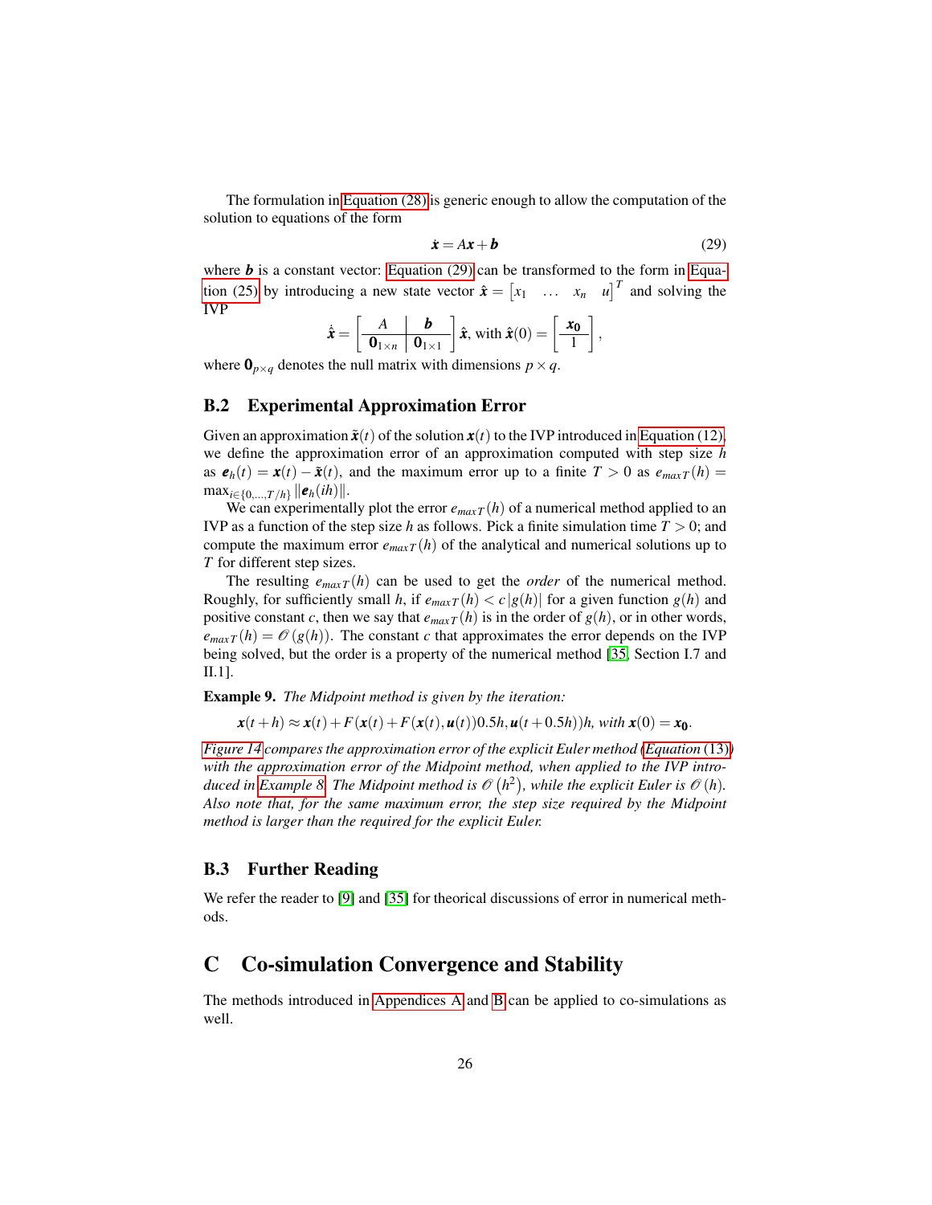The formulation in Equation (28) is generic enough to allow the computation of the solution to equations of the form

$$\dot{\boldsymbol{x}} = A\boldsymbol{x} + \boldsymbol{b} \tag{29}$$

where $\boldsymbol{b}$ is a constant vector: Equation (29) can be transformed to the form in Equation (25) by introducing a new state vector $\hat{\boldsymbol{x}} = \begin{bmatrix} x_1 & \ldots & x_n & u \end{bmatrix}^T$ and solving the IVP

$$\dot{\hat{\boldsymbol{x}}} = \left[\begin{array}{c|c} A & \boldsymbol{b} \\ \hline \mathbf{0}_{1\times n} & \mathbf{0}_{1\times 1} \end{array}\right] \hat{\boldsymbol{x}}, \text{ with } \hat{\boldsymbol{x}}(0) = \left[\begin{array}{c} \boldsymbol{x_0} \\ \hline 1 \end{array}\right],$$

where $\mathbf{0}_{p\times q}$ denotes the null matrix with dimensions $p \times q$.

## B.2 Experimental Approximation Error

Given an approximation $\tilde{\boldsymbol{x}}(t)$ of the solution $\boldsymbol{x}(t)$ to the IVP introduced in Equation (12), we define the approximation error of an approximation computed with step size $h$ as $\boldsymbol{e}_h(t) = \boldsymbol{x}(t) - \tilde{\boldsymbol{x}}(t)$, and the maximum error up to a finite $T > 0$ as $e_{maxT}(h) = \max_{i\in\{0,\ldots,T/h\}} \|\boldsymbol{e}_h(ih)\|$.

We can experimentally plot the error $e_{maxT}(h)$ of a numerical method applied to an IVP as a function of the step size $h$ as follows. Pick a finite simulation time $T > 0$; and compute the maximum error $e_{maxT}(h)$ of the analytical and numerical solutions up to $T$ for different step sizes.

The resulting $e_{maxT}(h)$ can be used to get the *order* of the numerical method. Roughly, for sufficiently small $h$, if $e_{maxT}(h) < c\,|g(h)|$ for a given function $g(h)$ and positive constant $c$, then we say that $e_{maxT}(h)$ is in the order of $g(h)$, or in other words, $e_{maxT}(h) = \mathcal{O}(g(h))$. The constant $c$ that approximates the error depends on the IVP being solved, but the order is a property of the numerical method [35, Section I.7 and II.1].

**Example 9.** *The Midpoint method is given by the iteration:*

$$\boldsymbol{x}(t+h) \approx \boldsymbol{x}(t) + F(\boldsymbol{x}(t) + F(\boldsymbol{x}(t), \boldsymbol{u}(t))0.5h, \boldsymbol{u}(t+0.5h))h, \text{ with } \boldsymbol{x}(0) = \boldsymbol{x_0}.$$

*Figure 14 compares the approximation error of the explicit Euler method (Equation (13)) with the approximation error of the Midpoint method, when applied to the IVP introduced in Example 8. The Midpoint method is $\mathcal{O}(h^2)$, while the explicit Euler is $\mathcal{O}(h)$. Also note that, for the same maximum error, the step size required by the Midpoint method is larger than the required for the explicit Euler.*

## B.3 Further Reading

We refer the reader to [9] and [35] for theorical discussions of error in numerical methods.

# C Co-simulation Convergence and Stability

The methods introduced in Appendices A and B can be applied to co-simulations as well.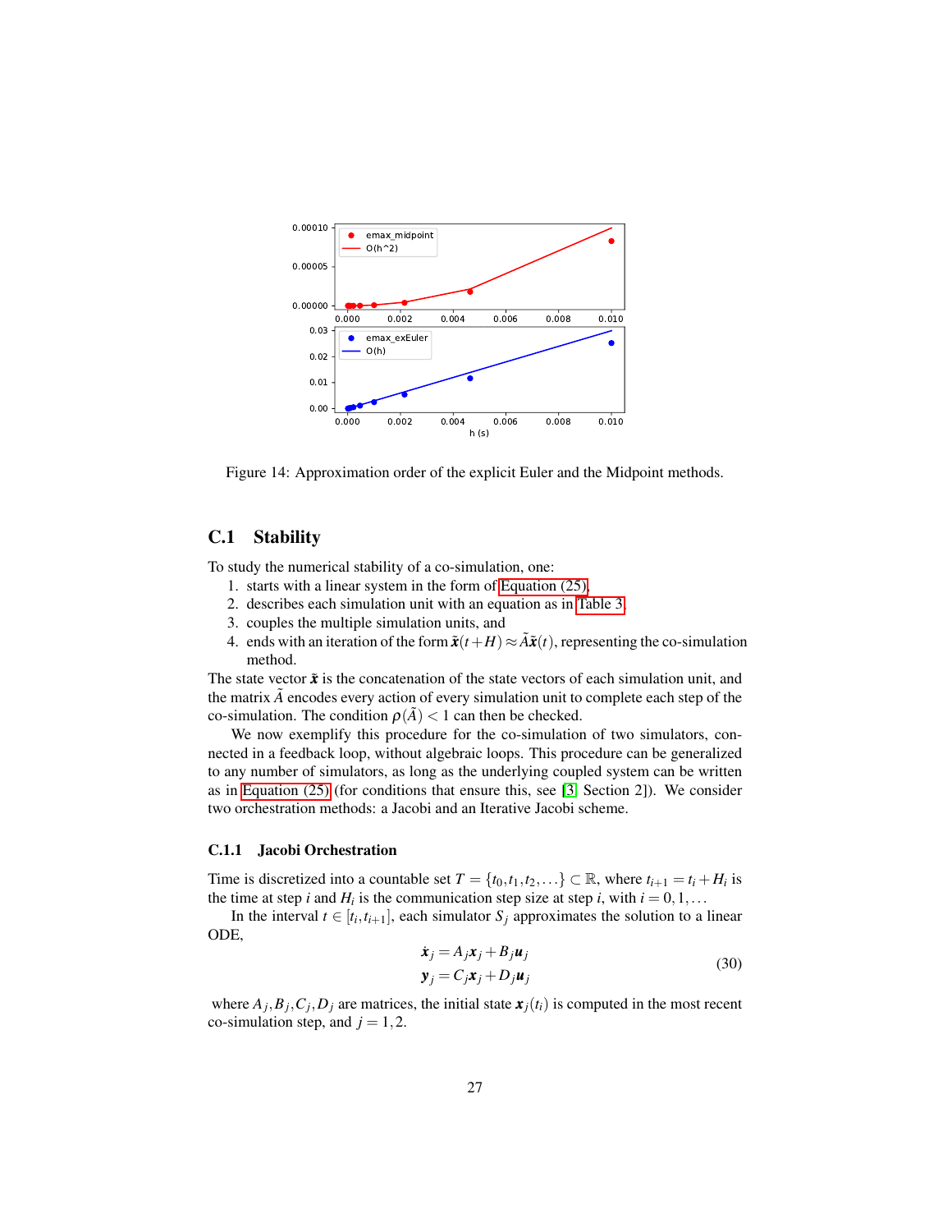Figure 14: Approximation order of the explicit Euler and the Midpoint methods.

### C.1 Stability

To study the numerical stability of a co-simulation, one:

1. starts with a linear system in the form of Equation (25),
2. describes each simulation unit with an equation as in Table 3,
3. couples the multiple simulation units, and
4. ends with an iteration of the form $\tilde{\boldsymbol{x}}(t+H) \approx \tilde{A}\tilde{\boldsymbol{x}}(t)$, representing the co-simulation method.

The state vector $\tilde{\boldsymbol{x}}$ is the concatenation of the state vectors of each simulation unit, and the matrix $\tilde{A}$ encodes every action of every simulation unit to complete each step of the co-simulation. The condition $\rho(\tilde{A}) < 1$ can then be checked.

We now exemplify this procedure for the co-simulation of two simulators, connected in a feedback loop, without algebraic loops. This procedure can be generalized to any number of simulators, as long as the underlying coupled system can be written as in Equation (25) (for conditions that ensure this, see [3, Section 2]). We consider two orchestration methods: a Jacobi and an Iterative Jacobi scheme.

#### C.1.1 Jacobi Orchestration

Time is discretized into a countable set $T = \{t_0, t_1, t_2, \ldots\} \subset \mathbb{R}$, where $t_{i+1} = t_i + H_i$ is the time at step $i$ and $H_i$ is the communication step size at step $i$, with $i = 0, 1, \ldots$

In the interval $t \in [t_i, t_{i+1}]$, each simulator $S_j$ approximates the solution to a linear ODE,

$$
\begin{aligned}
\dot{\boldsymbol{x}}_j &= A_j \boldsymbol{x}_j + B_j \boldsymbol{u}_j \\
\boldsymbol{y}_j &= C_j \boldsymbol{x}_j + D_j \boldsymbol{u}_j
\end{aligned}
\tag{30}
$$

where $A_j, B_j, C_j, D_j$ are matrices, the initial state $\boldsymbol{x}_j(t_i)$ is computed in the most recent co-simulation step, and $j = 1, 2$.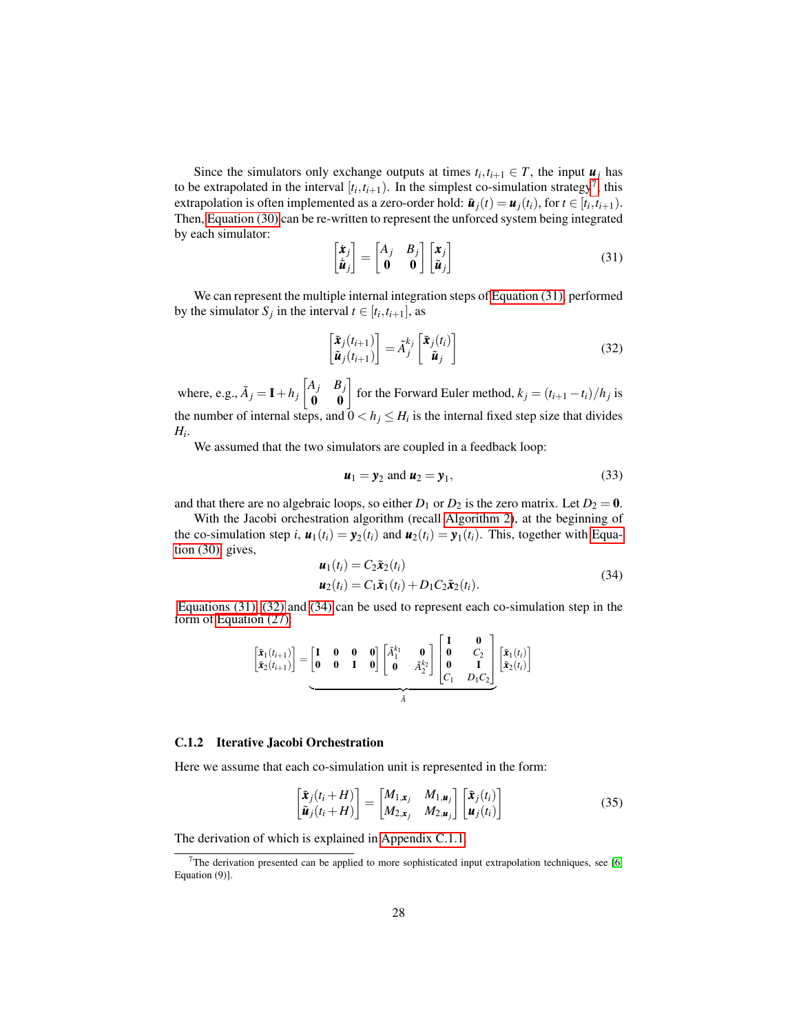Since the simulators only exchange outputs at times $t_i, t_{i+1} \in T$, the input $\boldsymbol{u}_j$ has to be extrapolated in the interval $[t_i, t_{i+1})$. In the simplest co-simulation strategy[7], this extrapolation is often implemented as a zero-order hold: $\tilde{\boldsymbol{u}}_j(t) = \boldsymbol{u}_j(t_i)$, for $t \in [t_i, t_{i+1})$. Then, Equation (30) can be re-written to represent the unforced system being integrated by each simulator:

$$
\begin{bmatrix} \dot{\boldsymbol{x}}_j \\ \dot{\tilde{\boldsymbol{u}}}_j \end{bmatrix} = \begin{bmatrix} A_j & B_j \\ \mathbf{0} & \mathbf{0} \end{bmatrix} \begin{bmatrix} \boldsymbol{x}_j \\ \tilde{\boldsymbol{u}}_j \end{bmatrix} \tag{31}
$$

We can represent the multiple internal integration steps of Equation (31) performed by the simulator $S_j$ in the interval $t \in [t_i, t_{i+1}]$, as

$$
\begin{bmatrix} \tilde{\boldsymbol{x}}_j(t_{i+1}) \\ \tilde{\boldsymbol{u}}_j(t_{i+1}) \end{bmatrix} = \tilde{A}_j^{k_j} \begin{bmatrix} \tilde{\boldsymbol{x}}_j(t_i) \\ \tilde{\boldsymbol{u}}_j \end{bmatrix} \tag{32}
$$

where, e.g., $\tilde{A}_j = \mathbf{I} + h_j \begin{bmatrix} A_j & B_j \\ \mathbf{0} & \mathbf{0} \end{bmatrix}$ for the Forward Euler method, $k_j = (t_{i+1} - t_i)/h_j$ is the number of internal steps, and $0 < h_j \leq H_i$ is the internal fixed step size that divides $H_i$.

We assumed that the two simulators are coupled in a feedback loop:

$$
\boldsymbol{u}_1 = \boldsymbol{y}_2 \text{ and } \boldsymbol{u}_2 = \boldsymbol{y}_1, \tag{33}
$$

and that there are no algebraic loops, so either $D_1$ or $D_2$ is the zero matrix. Let $D_2 = \mathbf{0}$.

With the Jacobi orchestration algorithm (recall Algorithm 2), at the beginning of the co-simulation step $i$, $\boldsymbol{u}_1(t_i) = \boldsymbol{y}_2(t_i)$ and $\boldsymbol{u}_2(t_i) = \boldsymbol{y}_1(t_i)$. This, together with Equation (30) gives,

$$
\begin{aligned}
\boldsymbol{u}_1(t_i) &= C_2 \tilde{\boldsymbol{x}}_2(t_i) \\
\boldsymbol{u}_2(t_i) &= C_1 \tilde{\boldsymbol{x}}_1(t_i) + D_1 C_2 \tilde{\boldsymbol{x}}_2(t_i).
\end{aligned} \tag{34}
$$

Equations (31), (32) and (34) can be used to represent each co-simulation step in the form of Equation (27):

$$
\begin{bmatrix} \tilde{\boldsymbol{x}}_1(t_{i+1}) \\ \tilde{\boldsymbol{x}}_2(t_{i+1}) \end{bmatrix} = \underbrace{\begin{bmatrix} \mathbf{I} & \mathbf{0} & \mathbf{0} & \mathbf{0} \\ \mathbf{0} & \mathbf{0} & \mathbf{I} & \mathbf{0} \end{bmatrix} \begin{bmatrix} \tilde{A}_1^{k_1} & \mathbf{0} \\ \mathbf{0} & \tilde{A}_2^{k_2} \end{bmatrix} \begin{bmatrix} \mathbf{I} & \mathbf{0} \\ \mathbf{0} & C_2 \\ \mathbf{0} & \mathbf{I} \\ C_1 & D_1 C_2 \end{bmatrix}}_{\tilde{A}} \begin{bmatrix} \tilde{\boldsymbol{x}}_1(t_i) \\ \tilde{\boldsymbol{x}}_2(t_i) \end{bmatrix}
$$

### C.1.2 Iterative Jacobi Orchestration

Here we assume that each co-simulation unit is represented in the form:

$$
\begin{bmatrix} \tilde{\boldsymbol{x}}_j(t_i + H) \\ \tilde{\boldsymbol{u}}_j(t_i + H) \end{bmatrix} = \begin{bmatrix} M_{1,\boldsymbol{x}_j} & M_{1,\boldsymbol{u}_j} \\ M_{2,\boldsymbol{x}_j} & M_{2,\boldsymbol{u}_j} \end{bmatrix} \begin{bmatrix} \tilde{\boldsymbol{x}}_j(t_i) \\ \boldsymbol{u}_j(t_i) \end{bmatrix} \tag{35}
$$

The derivation of which is explained in Appendix C.1.1.

[7] The derivation presented can be applied to more sophisticated input extrapolation techniques, see [6, Equation (9)].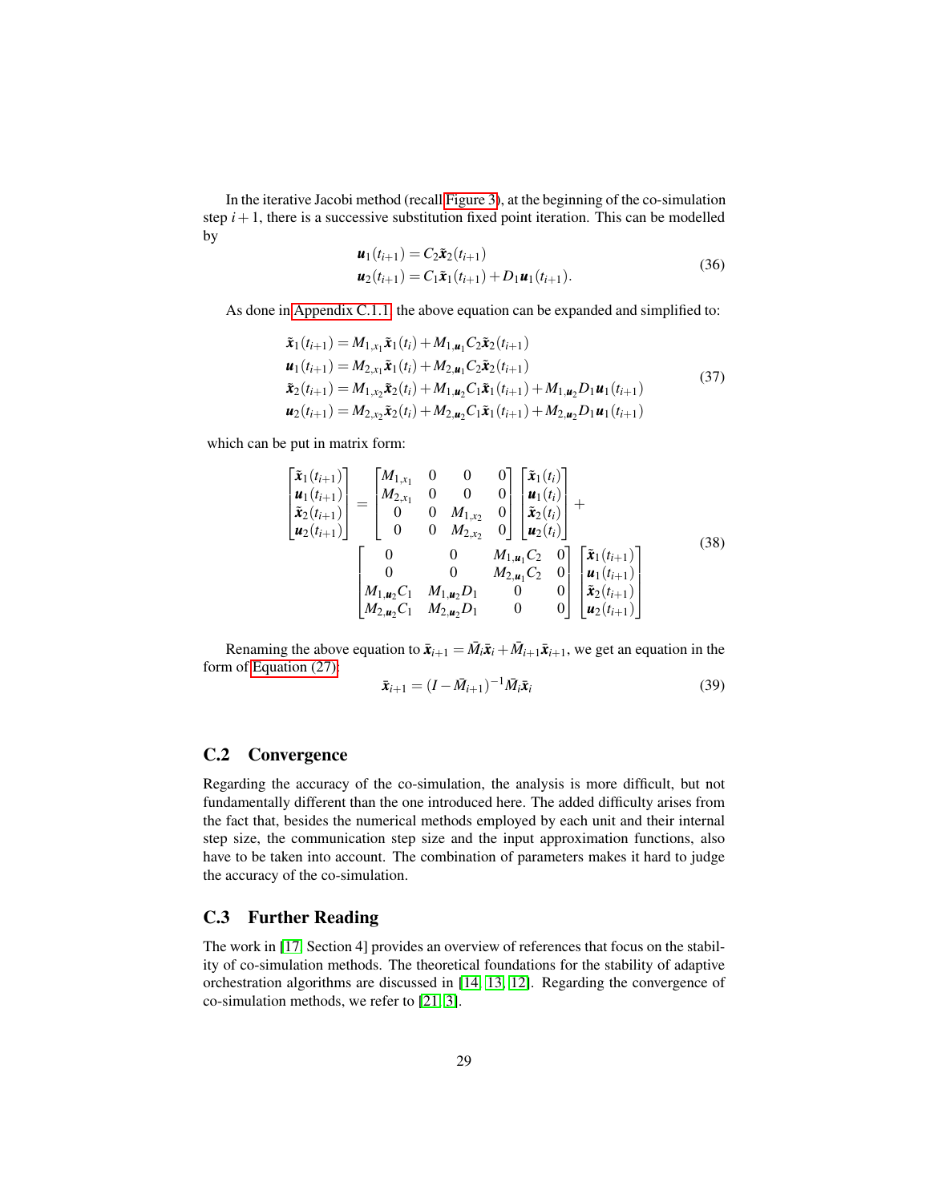In the iterative Jacobi method (recall Figure 3), at the beginning of the co-simulation step $i+1$, there is a successive substitution fixed point iteration. This can be modelled by

$$
\begin{aligned}
\boldsymbol{u}_1(t_{i+1}) &= C_2 \tilde{\boldsymbol{x}}_2(t_{i+1}) \\
\boldsymbol{u}_2(t_{i+1}) &= C_1 \tilde{\boldsymbol{x}}_1(t_{i+1}) + D_1 \boldsymbol{u}_1(t_{i+1}).
\end{aligned}
\tag{36}
$$

As done in Appendix C.1.1, the above equation can be expanded and simplified to:

$$
\begin{aligned}
\tilde{\boldsymbol{x}}_1(t_{i+1}) &= M_{1,x_1} \tilde{\boldsymbol{x}}_1(t_i) + M_{1,\boldsymbol{u}_1} C_2 \tilde{\boldsymbol{x}}_2(t_{i+1}) \\
\boldsymbol{u}_1(t_{i+1}) &= M_{2,x_1} \tilde{\boldsymbol{x}}_1(t_i) + M_{2,\boldsymbol{u}_1} C_2 \tilde{\boldsymbol{x}}_2(t_{i+1}) \\
\tilde{\boldsymbol{x}}_2(t_{i+1}) &= M_{1,x_2} \tilde{\boldsymbol{x}}_2(t_i) + M_{1,\boldsymbol{u}_2} C_1 \tilde{\boldsymbol{x}}_1(t_{i+1}) + M_{1,\boldsymbol{u}_2} D_1 \boldsymbol{u}_1(t_{i+1}) \\
\boldsymbol{u}_2(t_{i+1}) &= M_{2,x_2} \tilde{\boldsymbol{x}}_2(t_i) + M_{2,\boldsymbol{u}_2} C_1 \tilde{\boldsymbol{x}}_1(t_{i+1}) + M_{2,\boldsymbol{u}_2} D_1 \boldsymbol{u}_1(t_{i+1})
\end{aligned}
\tag{37}
$$

which can be put in matrix form:

$$
\begin{aligned}
\begin{bmatrix} \tilde{\boldsymbol{x}}_1(t_{i+1}) \\ \boldsymbol{u}_1(t_{i+1}) \\ \tilde{\boldsymbol{x}}_2(t_{i+1}) \\ \boldsymbol{u}_2(t_{i+1}) \end{bmatrix}
&=
\begin{bmatrix} M_{1,x_1} & 0 & 0 & 0 \\ M_{2,x_1} & 0 & 0 & 0 \\ 0 & 0 & M_{1,x_2} & 0 \\ 0 & 0 & M_{2,x_2} & 0 \end{bmatrix}
\begin{bmatrix} \tilde{\boldsymbol{x}}_1(t_i) \\ \boldsymbol{u}_1(t_i) \\ \tilde{\boldsymbol{x}}_2(t_i) \\ \boldsymbol{u}_2(t_i) \end{bmatrix}
+ \\
&\quad \begin{bmatrix} 0 & 0 & M_{1,\boldsymbol{u}_1} C_2 & 0 \\ 0 & 0 & M_{2,\boldsymbol{u}_1} C_2 & 0 \\ M_{1,\boldsymbol{u}_2} C_1 & M_{1,\boldsymbol{u}_2} D_1 & 0 & 0 \\ M_{2,\boldsymbol{u}_2} C_1 & M_{2,\boldsymbol{u}_2} D_1 & 0 & 0 \end{bmatrix}
\begin{bmatrix} \tilde{\boldsymbol{x}}_1(t_{i+1}) \\ \boldsymbol{u}_1(t_{i+1}) \\ \tilde{\boldsymbol{x}}_2(t_{i+1}) \\ \boldsymbol{u}_2(t_{i+1}) \end{bmatrix}
\end{aligned}
\tag{38}
$$

Renaming the above equation to $\bar{\boldsymbol{x}}_{i+1} = \bar{M}_i \bar{\boldsymbol{x}}_i + \bar{M}_{i+1} \bar{\boldsymbol{x}}_{i+1}$, we get an equation in the form of Equation (27):

$$
\bar{\boldsymbol{x}}_{i+1} = (I - \bar{M}_{i+1})^{-1} \bar{M}_i \bar{\boldsymbol{x}}_i
\tag{39}
$$

## C.2 Convergence

Regarding the accuracy of the co-simulation, the analysis is more difficult, but not fundamentally different than the one introduced here. The added difficulty arises from the fact that, besides the numerical methods employed by each unit and their internal step size, the communication step size and the input approximation functions, also have to be taken into account. The combination of parameters makes it hard to judge the accuracy of the co-simulation.

## C.3 Further Reading

The work in [17, Section 4] provides an overview of references that focus on the stability of co-simulation methods. The theoretical foundations for the stability of adaptive orchestration algorithms are discussed in [14, 13, 12]. Regarding the convergence of co-simulation methods, we refer to [21, 3].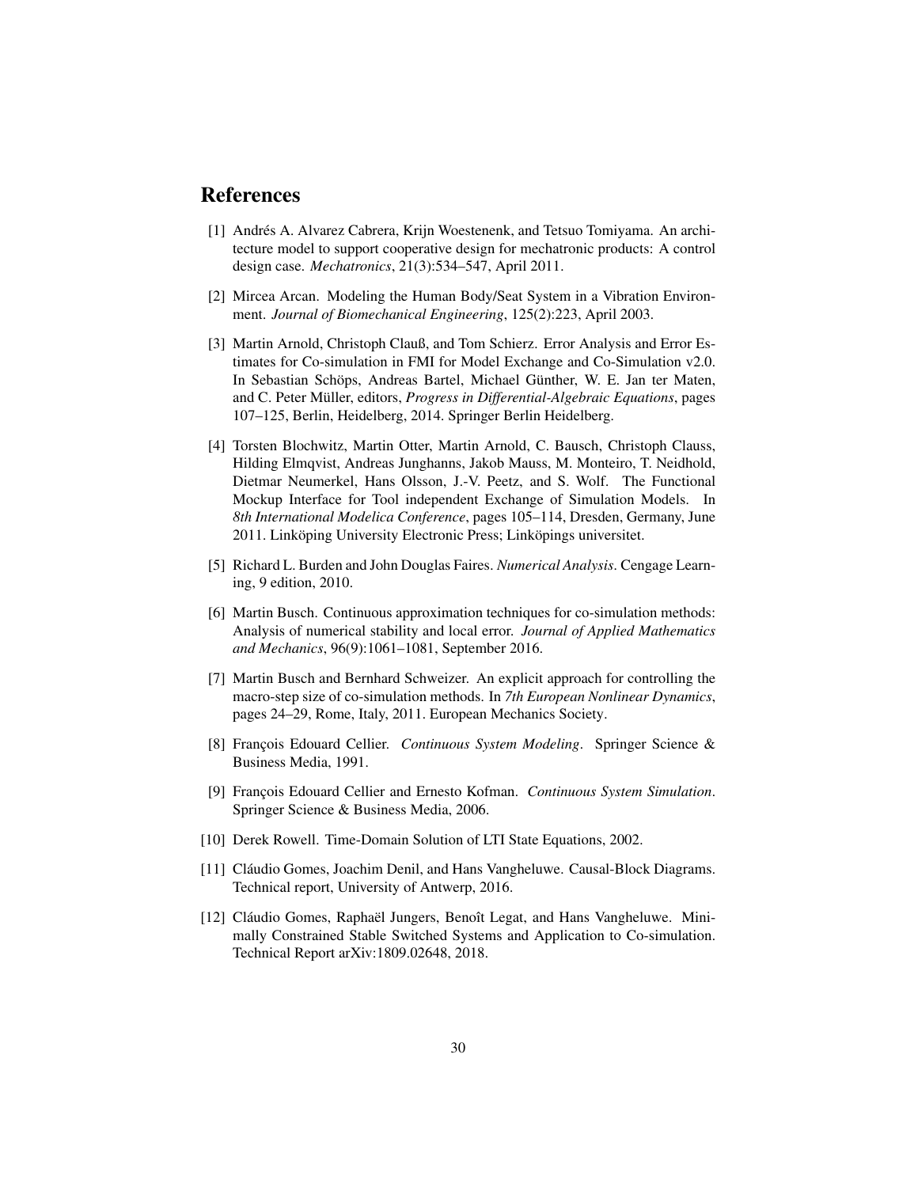# References

[1] Andrés A. Alvarez Cabrera, Krijn Woestenenk, and Tetsuo Tomiyama. An architecture model to support cooperative design for mechatronic products: A control design case. *Mechatronics*, 21(3):534–547, April 2011.

[2] Mircea Arcan. Modeling the Human Body/Seat System in a Vibration Environment. *Journal of Biomechanical Engineering*, 125(2):223, April 2003.

[3] Martin Arnold, Christoph Clauß, and Tom Schierz. Error Analysis and Error Estimates for Co-simulation in FMI for Model Exchange and Co-Simulation v2.0. In Sebastian Schöps, Andreas Bartel, Michael Günther, W. E. Jan ter Maten, and C. Peter Müller, editors, *Progress in Differential-Algebraic Equations*, pages 107–125, Berlin, Heidelberg, 2014. Springer Berlin Heidelberg.

[4] Torsten Blochwitz, Martin Otter, Martin Arnold, C. Bausch, Christoph Clauss, Hilding Elmqvist, Andreas Junghanns, Jakob Mauss, M. Monteiro, T. Neidhold, Dietmar Neumerkel, Hans Olsson, J.-V. Peetz, and S. Wolf. The Functional Mockup Interface for Tool independent Exchange of Simulation Models. In *8th International Modelica Conference*, pages 105–114, Dresden, Germany, June 2011. Linköping University Electronic Press; Linköpings universitet.

[5] Richard L. Burden and John Douglas Faires. *Numerical Analysis*. Cengage Learning, 9 edition, 2010.

[6] Martin Busch. Continuous approximation techniques for co-simulation methods: Analysis of numerical stability and local error. *Journal of Applied Mathematics and Mechanics*, 96(9):1061–1081, September 2016.

[7] Martin Busch and Bernhard Schweizer. An explicit approach for controlling the macro-step size of co-simulation methods. In *7th European Nonlinear Dynamics*, pages 24–29, Rome, Italy, 2011. European Mechanics Society.

[8] François Edouard Cellier. *Continuous System Modeling*. Springer Science & Business Media, 1991.

[9] François Edouard Cellier and Ernesto Kofman. *Continuous System Simulation*. Springer Science & Business Media, 2006.

[10] Derek Rowell. Time-Domain Solution of LTI State Equations, 2002.

[11] Cláudio Gomes, Joachim Denil, and Hans Vangheluwe. Causal-Block Diagrams. Technical report, University of Antwerp, 2016.

[12] Cláudio Gomes, Raphaël Jungers, Benoît Legat, and Hans Vangheluwe. Minimally Constrained Stable Switched Systems and Application to Co-simulation. Technical Report arXiv:1809.02648, 2018.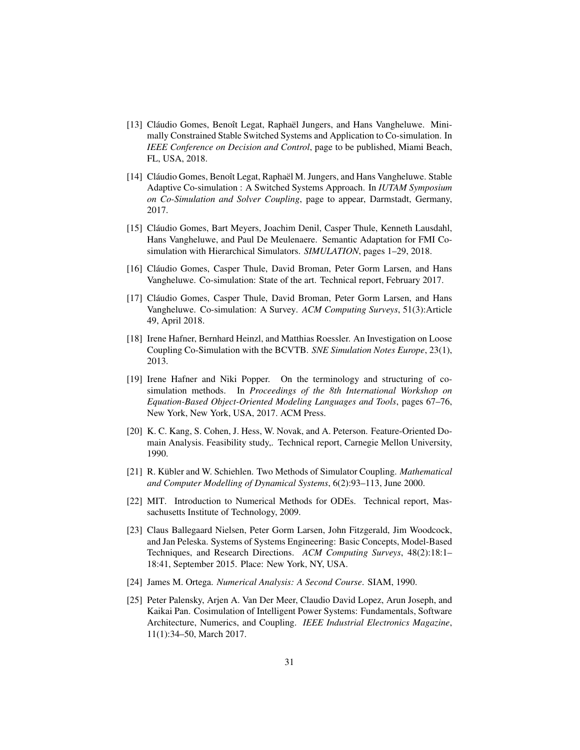[13] Cláudio Gomes, Benoît Legat, Raphaël Jungers, and Hans Vangheluwe. Minimally Constrained Stable Switched Systems and Application to Co-simulation. In *IEEE Conference on Decision and Control*, page to be published, Miami Beach, FL, USA, 2018.

[14] Cláudio Gomes, Benoît Legat, Raphaël M. Jungers, and Hans Vangheluwe. Stable Adaptive Co-simulation : A Switched Systems Approach. In *IUTAM Symposium on Co-Simulation and Solver Coupling*, page to appear, Darmstadt, Germany, 2017.

[15] Cláudio Gomes, Bart Meyers, Joachim Denil, Casper Thule, Kenneth Lausdahl, Hans Vangheluwe, and Paul De Meulenaere. Semantic Adaptation for FMI Co-simulation with Hierarchical Simulators. *SIMULATION*, pages 1–29, 2018.

[16] Cláudio Gomes, Casper Thule, David Broman, Peter Gorm Larsen, and Hans Vangheluwe. Co-simulation: State of the art. Technical report, February 2017.

[17] Cláudio Gomes, Casper Thule, David Broman, Peter Gorm Larsen, and Hans Vangheluwe. Co-simulation: A Survey. *ACM Computing Surveys*, 51(3):Article 49, April 2018.

[18] Irene Hafner, Bernhard Heinzl, and Matthias Roessler. An Investigation on Loose Coupling Co-Simulation with the BCVTB. *SNE Simulation Notes Europe*, 23(1), 2013.

[19] Irene Hafner and Niki Popper. On the terminology and structuring of co-simulation methods. In *Proceedings of the 8th International Workshop on Equation-Based Object-Oriented Modeling Languages and Tools*, pages 67–76, New York, New York, USA, 2017. ACM Press.

[20] K. C. Kang, S. Cohen, J. Hess, W. Novak, and A. Peterson. Feature-Oriented Domain Analysis. Feasibility study,. Technical report, Carnegie Mellon University, 1990.

[21] R. Kübler and W. Schiehlen. Two Methods of Simulator Coupling. *Mathematical and Computer Modelling of Dynamical Systems*, 6(2):93–113, June 2000.

[22] MIT. Introduction to Numerical Methods for ODEs. Technical report, Massachusetts Institute of Technology, 2009.

[23] Claus Ballegaard Nielsen, Peter Gorm Larsen, John Fitzgerald, Jim Woodcock, and Jan Peleska. Systems of Systems Engineering: Basic Concepts, Model-Based Techniques, and Research Directions. *ACM Computing Surveys*, 48(2):18:1–18:41, September 2015. Place: New York, NY, USA.

[24] James M. Ortega. *Numerical Analysis: A Second Course*. SIAM, 1990.

[25] Peter Palensky, Arjen A. Van Der Meer, Claudio David Lopez, Arun Joseph, and Kaikai Pan. Cosimulation of Intelligent Power Systems: Fundamentals, Software Architecture, Numerics, and Coupling. *IEEE Industrial Electronics Magazine*, 11(1):34–50, March 2017.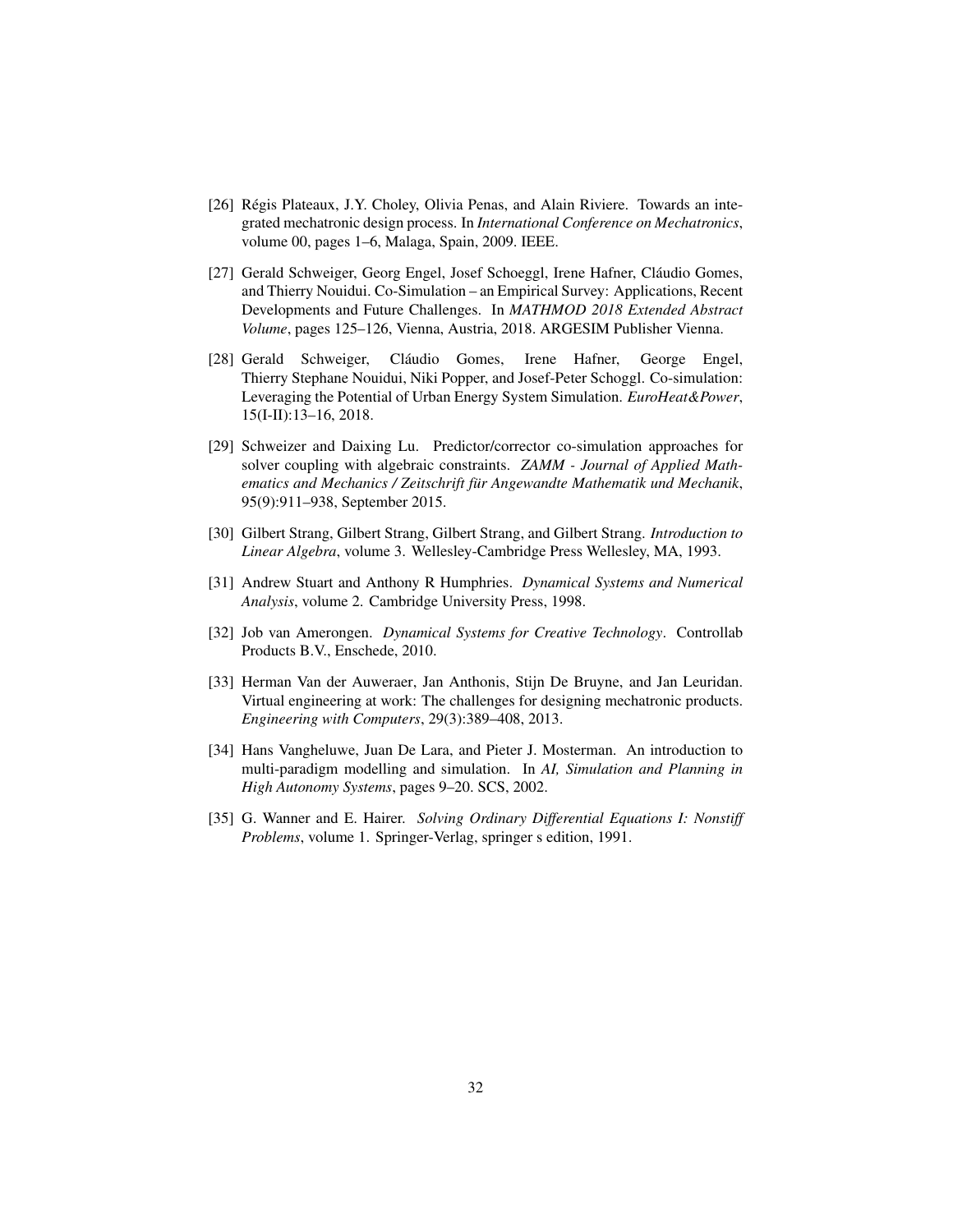[26] Régis Plateaux, J.Y. Choley, Olivia Penas, and Alain Riviere. Towards an integrated mechatronic design process. In *International Conference on Mechatronics*, volume 00, pages 1–6, Malaga, Spain, 2009. IEEE.

[27] Gerald Schweiger, Georg Engel, Josef Schoeggl, Irene Hafner, Cláudio Gomes, and Thierry Nouidui. Co-Simulation – an Empirical Survey: Applications, Recent Developments and Future Challenges. In *MATHMOD 2018 Extended Abstract Volume*, pages 125–126, Vienna, Austria, 2018. ARGESIM Publisher Vienna.

[28] Gerald Schweiger, Cláudio Gomes, Irene Hafner, George Engel, Thierry Stephane Nouidui, Niki Popper, and Josef-Peter Schoggl. Co-simulation: Leveraging the Potential of Urban Energy System Simulation. *EuroHeat&Power*, 15(I-II):13–16, 2018.

[29] Schweizer and Daixing Lu. Predictor/corrector co-simulation approaches for solver coupling with algebraic constraints. *ZAMM - Journal of Applied Mathematics and Mechanics / Zeitschrift für Angewandte Mathematik und Mechanik*, 95(9):911–938, September 2015.

[30] Gilbert Strang, Gilbert Strang, Gilbert Strang, and Gilbert Strang. *Introduction to Linear Algebra*, volume 3. Wellesley-Cambridge Press Wellesley, MA, 1993.

[31] Andrew Stuart and Anthony R Humphries. *Dynamical Systems and Numerical Analysis*, volume 2. Cambridge University Press, 1998.

[32] Job van Amerongen. *Dynamical Systems for Creative Technology*. Controllab Products B.V., Enschede, 2010.

[33] Herman Van der Auweraer, Jan Anthonis, Stijn De Bruyne, and Jan Leuridan. Virtual engineering at work: The challenges for designing mechatronic products. *Engineering with Computers*, 29(3):389–408, 2013.

[34] Hans Vangheluwe, Juan De Lara, and Pieter J. Mosterman. An introduction to multi-paradigm modelling and simulation. In *AI, Simulation and Planning in High Autonomy Systems*, pages 9–20. SCS, 2002.

[35] G. Wanner and E. Hairer. *Solving Ordinary Differential Equations I: Nonstiff Problems*, volume 1. Springer-Verlag, springer s edition, 1991.